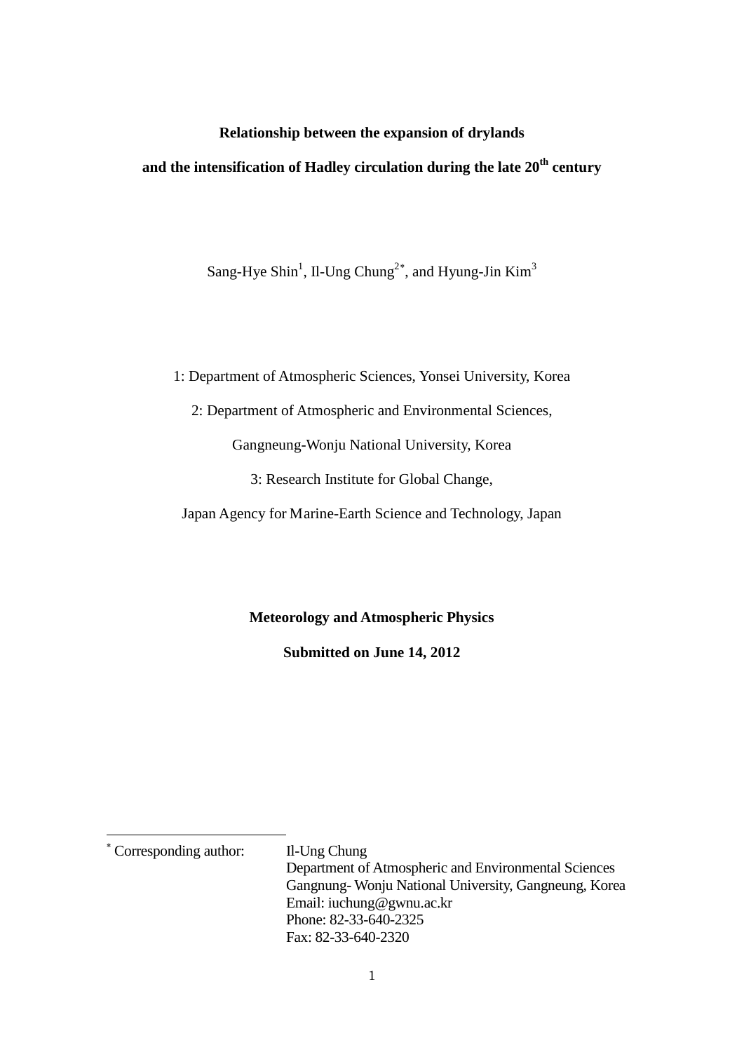# Relationship between the expansion of drylands and the intensification of Hadley circulation during the late 20$^{th}$ century

Sang-Hye Shin[1], Il-Ung Chung[2*], and Hyung-Jin Kim[3]

1: Department of Atmospheric Sciences, Yonsei University, Korea

2: Department of Atmospheric and Environmental Sciences,

Gangneung-Wonju National University, Korea

3: Research Institute for Global Change,

Japan Agency for Marine-Earth Science and Technology, Japan

**Meteorology and Atmospheric Physics**

**Submitted on June 14, 2012**

---

[*] Corresponding author: Il-Ung Chung
Department of Atmospheric and Environmental Sciences
Gangnung- Wonju National University, Gangneung, Korea
Email: iuchung@gwnu.ac.kr
Phone: 82-33-640-2325
Fax: 82-33-640-2320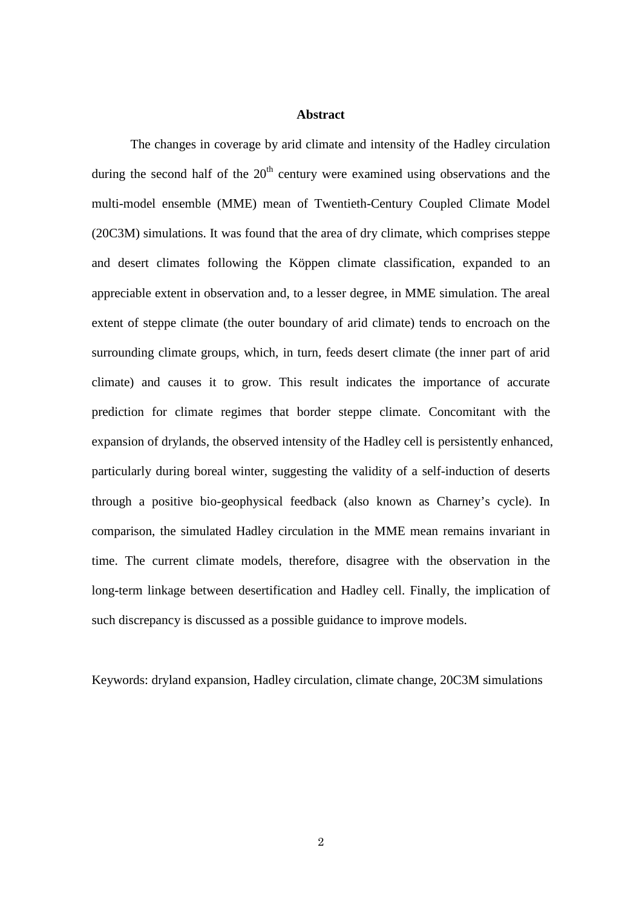# Abstract

The changes in coverage by arid climate and intensity of the Hadley circulation during the second half of the 20th century were examined using observations and the multi-model ensemble (MME) mean of Twentieth-Century Coupled Climate Model (20C3M) simulations. It was found that the area of dry climate, which comprises steppe and desert climates following the Köppen climate classification, expanded to an appreciable extent in observation and, to a lesser degree, in MME simulation. The areal extent of steppe climate (the outer boundary of arid climate) tends to encroach on the surrounding climate groups, which, in turn, feeds desert climate (the inner part of arid climate) and causes it to grow. This result indicates the importance of accurate prediction for climate regimes that border steppe climate. Concomitant with the expansion of drylands, the observed intensity of the Hadley cell is persistently enhanced, particularly during boreal winter, suggesting the validity of a self-induction of deserts through a positive bio-geophysical feedback (also known as Charney's cycle). In comparison, the simulated Hadley circulation in the MME mean remains invariant in time. The current climate models, therefore, disagree with the observation in the long-term linkage between desertification and Hadley cell. Finally, the implication of such discrepancy is discussed as a possible guidance to improve models.

Keywords: dryland expansion, Hadley circulation, climate change, 20C3M simulations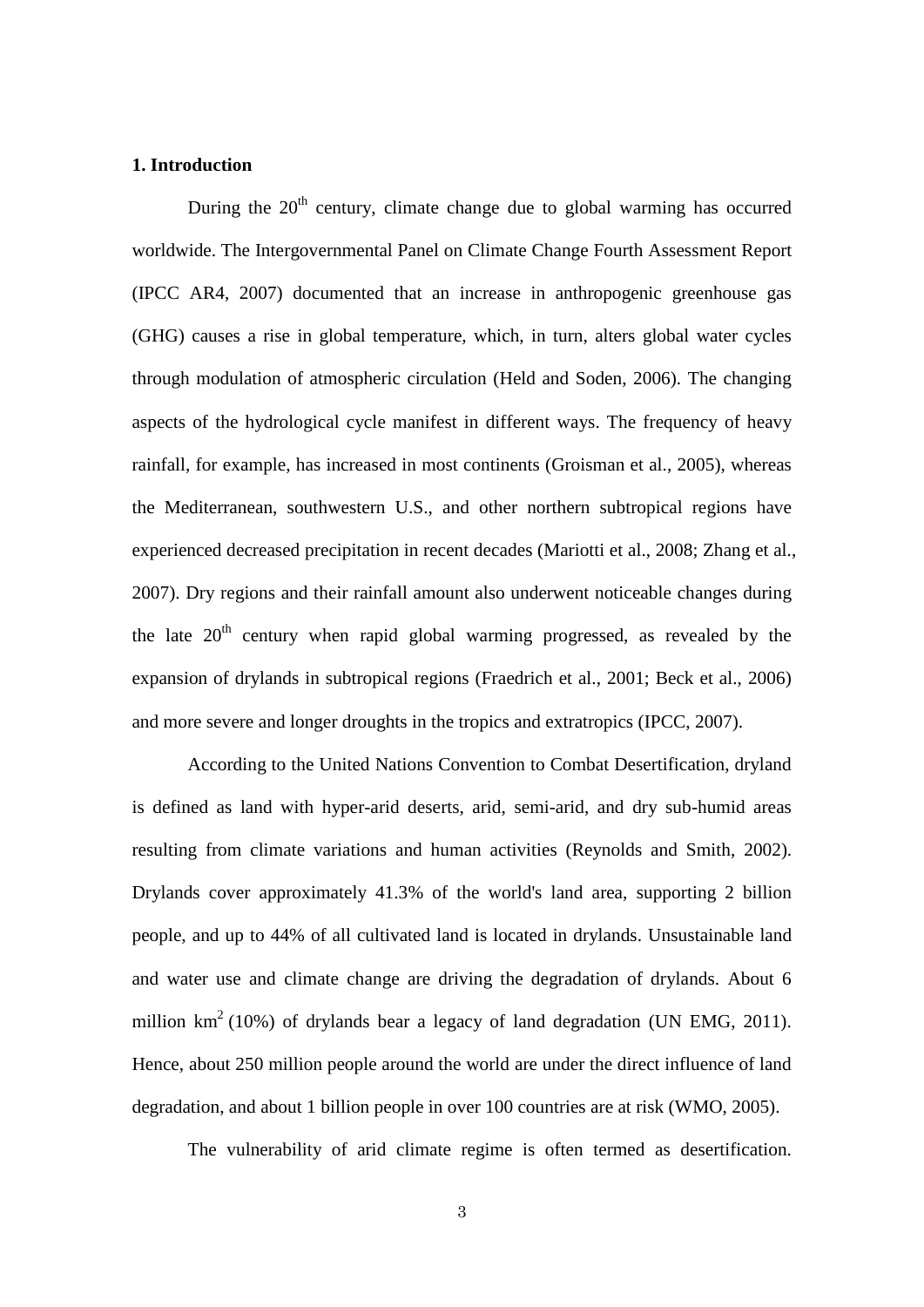## 1. Introduction

During the $20^{th}$ century, climate change due to global warming has occurred worldwide. The Intergovernmental Panel on Climate Change Fourth Assessment Report (IPCC AR4, 2007) documented that an increase in anthropogenic greenhouse gas (GHG) causes a rise in global temperature, which, in turn, alters global water cycles through modulation of atmospheric circulation (Held and Soden, 2006). The changing aspects of the hydrological cycle manifest in different ways. The frequency of heavy rainfall, for example, has increased in most continents (Groisman et al., 2005), whereas the Mediterranean, southwestern U.S., and other northern subtropical regions have experienced decreased precipitation in recent decades (Mariotti et al., 2008; Zhang et al., 2007). Dry regions and their rainfall amount also underwent noticeable changes during the late $20^{th}$ century when rapid global warming progressed, as revealed by the expansion of drylands in subtropical regions (Fraedrich et al., 2001; Beck et al., 2006) and more severe and longer droughts in the tropics and extratropics (IPCC, 2007).

According to the United Nations Convention to Combat Desertification, dryland is defined as land with hyper-arid deserts, arid, semi-arid, and dry sub-humid areas resulting from climate variations and human activities (Reynolds and Smith, 2002). Drylands cover approximately 41.3% of the world's land area, supporting 2 billion people, and up to 44% of all cultivated land is located in drylands. Unsustainable land and water use and climate change are driving the degradation of drylands. About 6 million $km^2$ (10%) of drylands bear a legacy of land degradation (UN EMG, 2011). Hence, about 250 million people around the world are under the direct influence of land degradation, and about 1 billion people in over 100 countries are at risk (WMO, 2005).

The vulnerability of arid climate regime is often termed as desertification.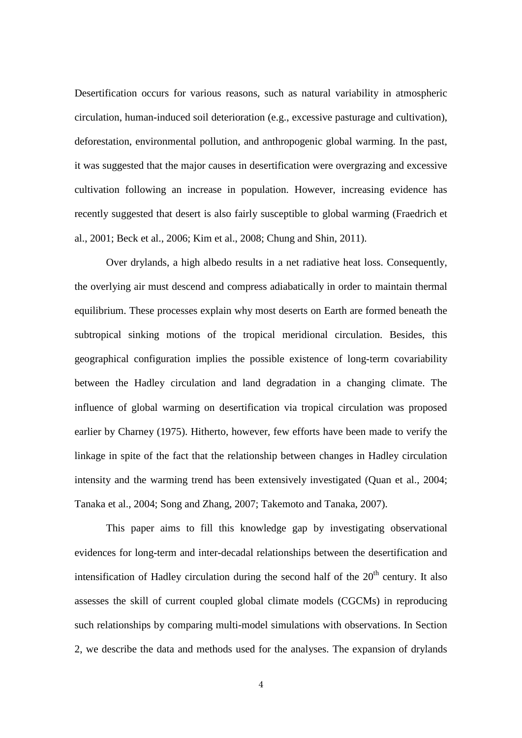Desertification occurs for various reasons, such as natural variability in atmospheric circulation, human-induced soil deterioration (e.g., excessive pasturage and cultivation), deforestation, environmental pollution, and anthropogenic global warming. In the past, it was suggested that the major causes in desertification were overgrazing and excessive cultivation following an increase in population. However, increasing evidence has recently suggested that desert is also fairly susceptible to global warming (Fraedrich et al., 2001; Beck et al., 2006; Kim et al., 2008; Chung and Shin, 2011).

Over drylands, a high albedo results in a net radiative heat loss. Consequently, the overlying air must descend and compress adiabatically in order to maintain thermal equilibrium. These processes explain why most deserts on Earth are formed beneath the subtropical sinking motions of the tropical meridional circulation. Besides, this geographical configuration implies the possible existence of long-term covariability between the Hadley circulation and land degradation in a changing climate. The influence of global warming on desertification via tropical circulation was proposed earlier by Charney (1975). Hitherto, however, few efforts have been made to verify the linkage in spite of the fact that the relationship between changes in Hadley circulation intensity and the warming trend has been extensively investigated (Quan et al., 2004; Tanaka et al., 2004; Song and Zhang, 2007; Takemoto and Tanaka, 2007).

This paper aims to fill this knowledge gap by investigating observational evidences for long-term and inter-decadal relationships between the desertification and intensification of Hadley circulation during the second half of the 20th century. It also assesses the skill of current coupled global climate models (CGCMs) in reproducing such relationships by comparing multi-model simulations with observations. In Section 2, we describe the data and methods used for the analyses. The expansion of drylands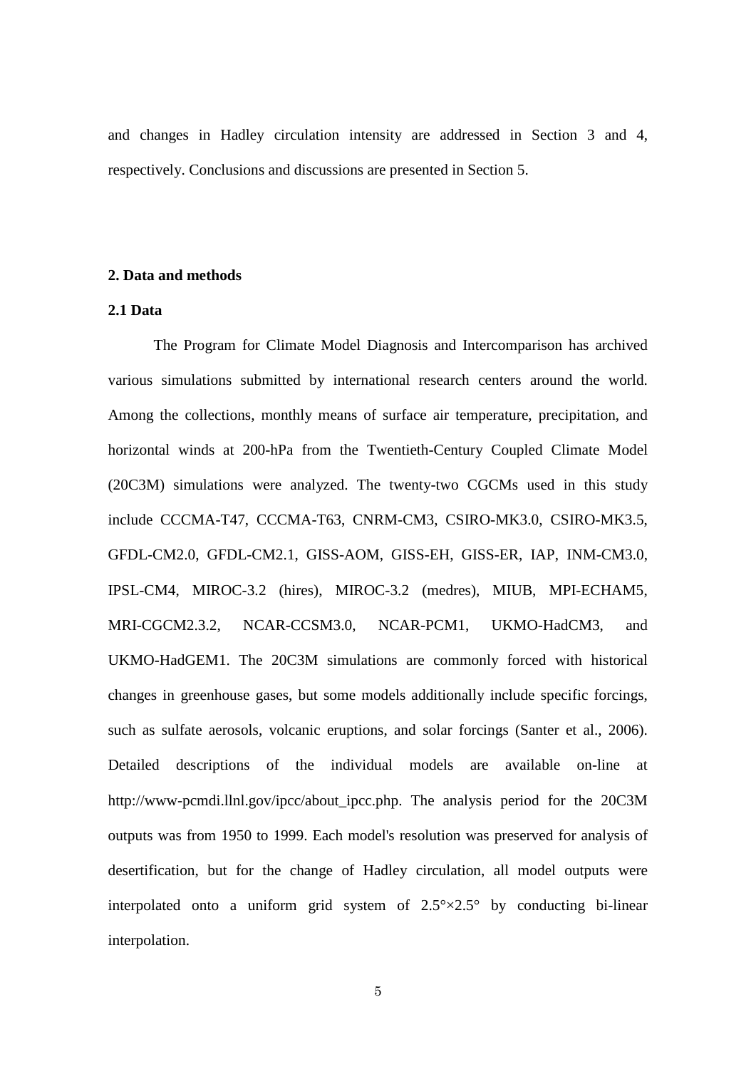and changes in Hadley circulation intensity are addressed in Section 3 and 4, respectively. Conclusions and discussions are presented in Section 5.

## 2. Data and methods

### 2.1 Data

The Program for Climate Model Diagnosis and Intercomparison has archived various simulations submitted by international research centers around the world. Among the collections, monthly means of surface air temperature, precipitation, and horizontal winds at 200-hPa from the Twentieth-Century Coupled Climate Model (20C3M) simulations were analyzed. The twenty-two CGCMs used in this study include CCCMA-T47, CCCMA-T63, CNRM-CM3, CSIRO-MK3.0, CSIRO-MK3.5, GFDL-CM2.0, GFDL-CM2.1, GISS-AOM, GISS-EH, GISS-ER, IAP, INM-CM3.0, IPSL-CM4, MIROC-3.2 (hires), MIROC-3.2 (medres), MIUB, MPI-ECHAM5, MRI-CGCM2.3.2, NCAR-CCSM3.0, NCAR-PCM1, UKMO-HadCM3, and UKMO-HadGEM1. The 20C3M simulations are commonly forced with historical changes in greenhouse gases, but some models additionally include specific forcings, such as sulfate aerosols, volcanic eruptions, and solar forcings (Santer et al., 2006). Detailed descriptions of the individual models are available on-line at http://www-pcmdi.llnl.gov/ipcc/about_ipcc.php. The analysis period for the 20C3M outputs was from 1950 to 1999. Each model's resolution was preserved for analysis of desertification, but for the change of Hadley circulation, all model outputs were interpolated onto a uniform grid system of 2.5°×2.5° by conducting bi-linear interpolation.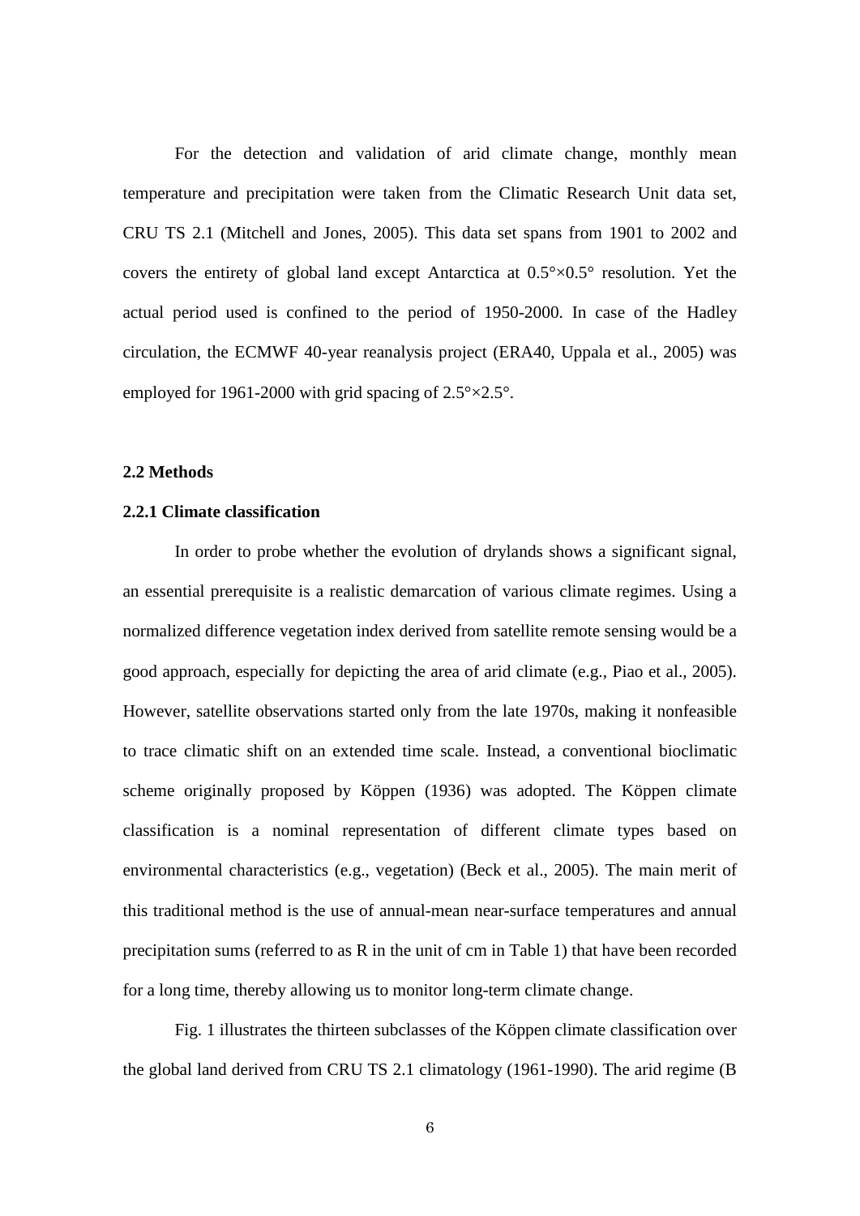For the detection and validation of arid climate change, monthly mean temperature and precipitation were taken from the Climatic Research Unit data set, CRU TS 2.1 (Mitchell and Jones, 2005). This data set spans from 1901 to 2002 and covers the entirety of global land except Antarctica at $0.5°\times0.5°$ resolution. Yet the actual period used is confined to the period of 1950-2000. In case of the Hadley circulation, the ECMWF 40-year reanalysis project (ERA40, Uppala et al., 2005) was employed for 1961-2000 with grid spacing of $2.5°\times2.5°$.

### 2.2 Methods

#### 2.2.1 Climate classification

In order to probe whether the evolution of drylands shows a significant signal, an essential prerequisite is a realistic demarcation of various climate regimes. Using a normalized difference vegetation index derived from satellite remote sensing would be a good approach, especially for depicting the area of arid climate (e.g., Piao et al., 2005). However, satellite observations started only from the late 1970s, making it nonfeasible to trace climatic shift on an extended time scale. Instead, a conventional bioclimatic scheme originally proposed by Köppen (1936) was adopted. The Köppen climate classification is a nominal representation of different climate types based on environmental characteristics (e.g., vegetation) (Beck et al., 2005). The main merit of this traditional method is the use of annual-mean near-surface temperatures and annual precipitation sums (referred to as R in the unit of cm in Table 1) that have been recorded for a long time, thereby allowing us to monitor long-term climate change.

Fig. 1 illustrates the thirteen subclasses of the Köppen climate classification over the global land derived from CRU TS 2.1 climatology (1961-1990). The arid regime (B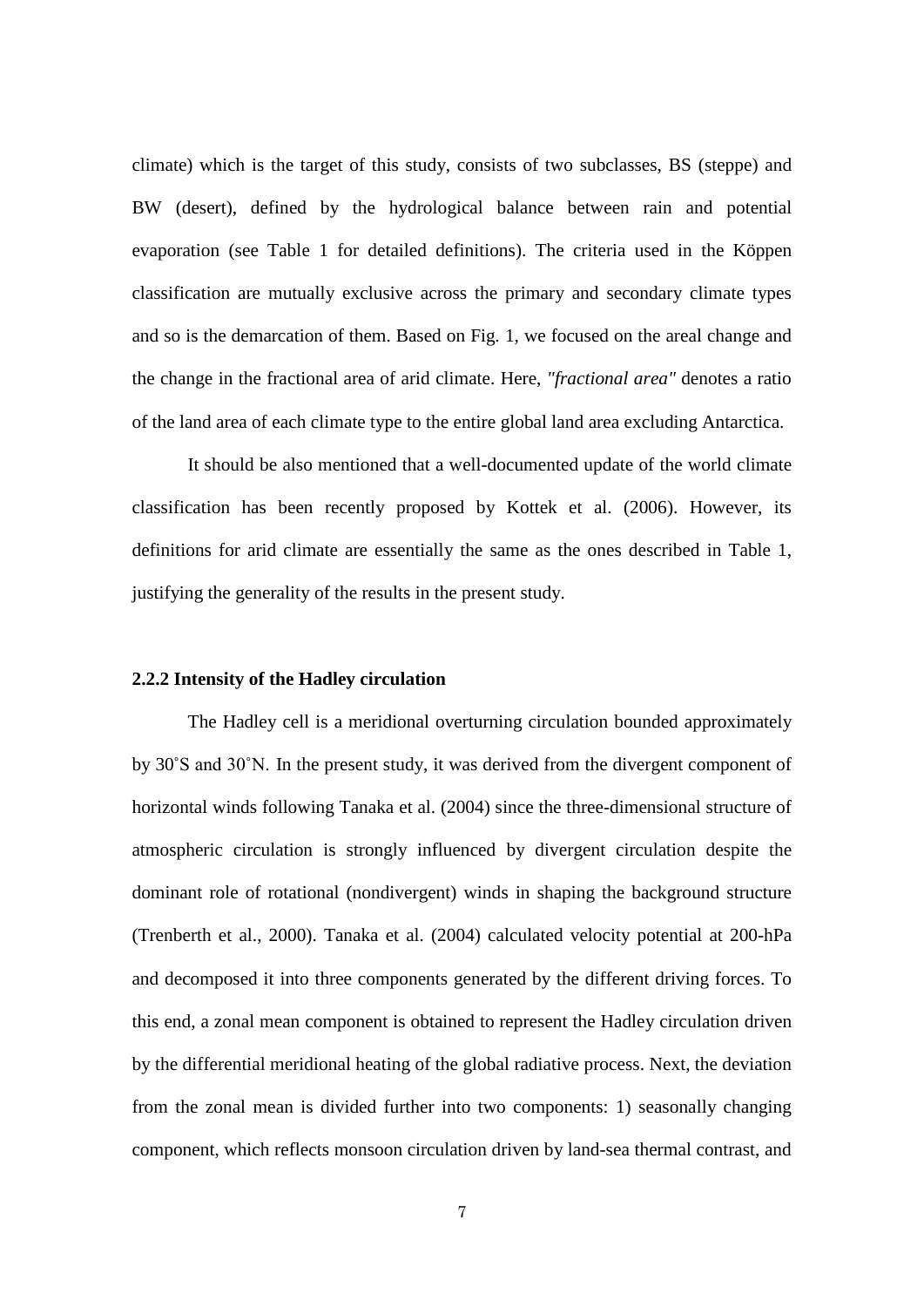climate) which is the target of this study, consists of two subclasses, BS (steppe) and BW (desert), defined by the hydrological balance between rain and potential evaporation (see Table 1 for detailed definitions). The criteria used in the Köppen classification are mutually exclusive across the primary and secondary climate types and so is the demarcation of them. Based on Fig. 1, we focused on the areal change and the change in the fractional area of arid climate. Here, *"fractional area"* denotes a ratio of the land area of each climate type to the entire global land area excluding Antarctica.

It should be also mentioned that a well-documented update of the world climate classification has been recently proposed by Kottek et al. (2006). However, its definitions for arid climate are essentially the same as the ones described in Table 1, justifying the generality of the results in the present study.

### 2.2.2 Intensity of the Hadley circulation

The Hadley cell is a meridional overturning circulation bounded approximately by 30˚S and 30˚N. In the present study, it was derived from the divergent component of horizontal winds following Tanaka et al. (2004) since the three-dimensional structure of atmospheric circulation is strongly influenced by divergent circulation despite the dominant role of rotational (nondivergent) winds in shaping the background structure (Trenberth et al., 2000). Tanaka et al. (2004) calculated velocity potential at 200-hPa and decomposed it into three components generated by the different driving forces. To this end, a zonal mean component is obtained to represent the Hadley circulation driven by the differential meridional heating of the global radiative process. Next, the deviation from the zonal mean is divided further into two components: 1) seasonally changing component, which reflects monsoon circulation driven by land-sea thermal contrast, and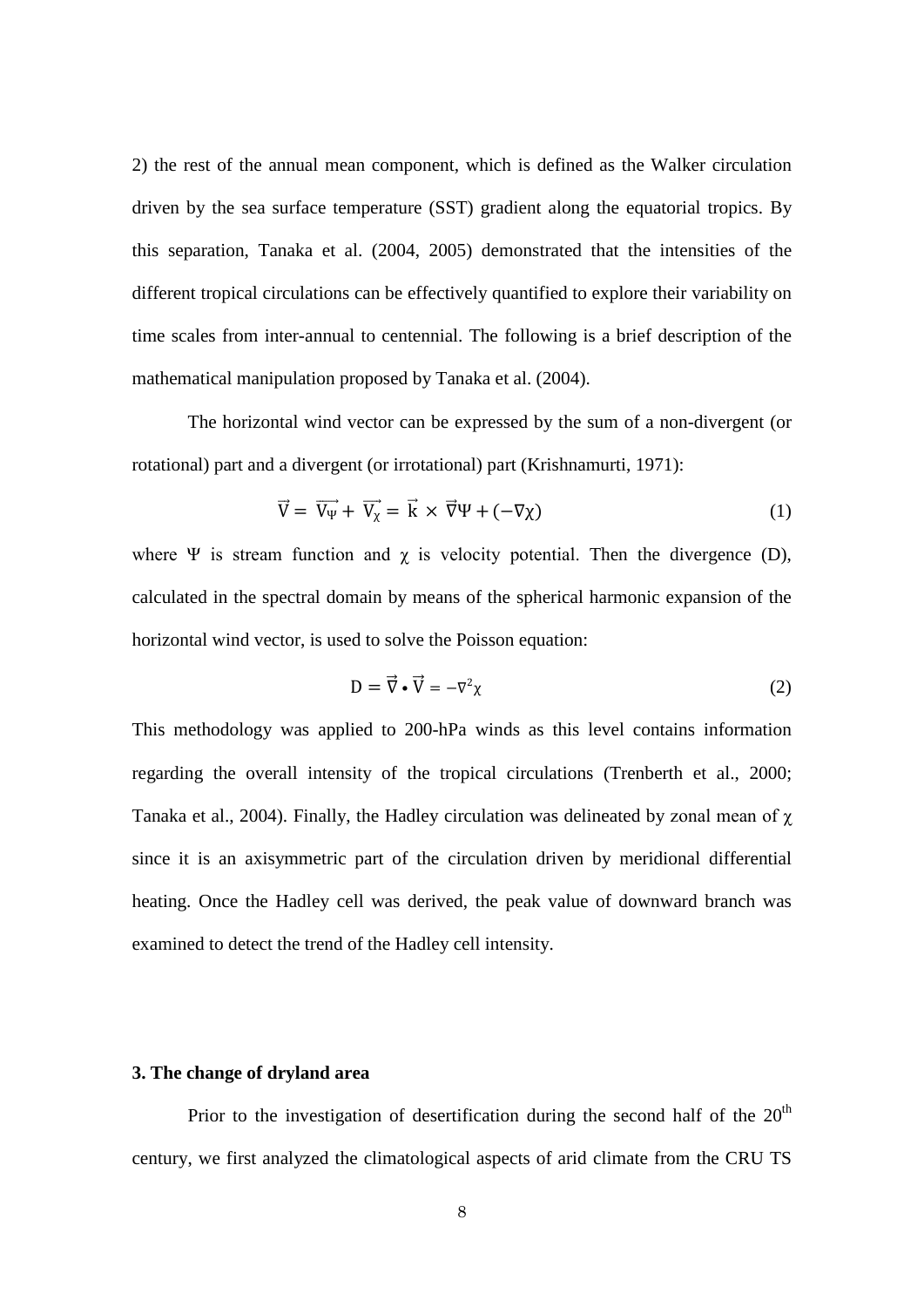2) the rest of the annual mean component, which is defined as the Walker circulation driven by the sea surface temperature (SST) gradient along the equatorial tropics. By this separation, Tanaka et al. (2004, 2005) demonstrated that the intensities of the different tropical circulations can be effectively quantified to explore their variability on time scales from inter-annual to centennial. The following is a brief description of the mathematical manipulation proposed by Tanaka et al. (2004).

The horizontal wind vector can be expressed by the sum of a non-divergent (or rotational) part and a divergent (or irrotational) part (Krishnamurti, 1971):

$$\vec{V} = \overrightarrow{V_\Psi} + \overrightarrow{V_\chi} = \vec{k} \times \vec{\nabla}\Psi + (-\nabla\chi) \tag{1}$$

where $\Psi$ is stream function and $\chi$ is velocity potential. Then the divergence (D), calculated in the spectral domain by means of the spherical harmonic expansion of the horizontal wind vector, is used to solve the Poisson equation:

$$\mathrm{D} = \vec{\nabla} \bullet \vec{V} = -\nabla^2\chi \tag{2}$$

This methodology was applied to 200-hPa winds as this level contains information regarding the overall intensity of the tropical circulations (Trenberth et al., 2000; Tanaka et al., 2004). Finally, the Hadley circulation was delineated by zonal mean of $\chi$ since it is an axisymmetric part of the circulation driven by meridional differential heating. Once the Hadley cell was derived, the peak value of downward branch was examined to detect the trend of the Hadley cell intensity.

## 3. The change of dryland area

Prior to the investigation of desertification during the second half of the 20th century, we first analyzed the climatological aspects of arid climate from the CRU TS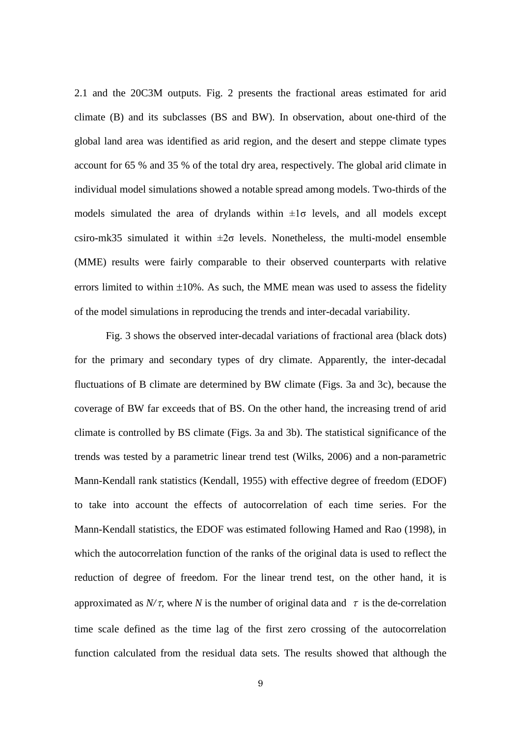2.1 and the 20C3M outputs. Fig. 2 presents the fractional areas estimated for arid climate (B) and its subclasses (BS and BW). In observation, about one-third of the global land area was identified as arid region, and the desert and steppe climate types account for 65 % and 35 % of the total dry area, respectively. The global arid climate in individual model simulations showed a notable spread among models. Two-thirds of the models simulated the area of drylands within $\pm 1\sigma$ levels, and all models except csiro-mk35 simulated it within $\pm 2\sigma$ levels. Nonetheless, the multi-model ensemble (MME) results were fairly comparable to their observed counterparts with relative errors limited to within ±10%. As such, the MME mean was used to assess the fidelity of the model simulations in reproducing the trends and inter-decadal variability.

Fig. 3 shows the observed inter-decadal variations of fractional area (black dots) for the primary and secondary types of dry climate. Apparently, the inter-decadal fluctuations of B climate are determined by BW climate (Figs. 3a and 3c), because the coverage of BW far exceeds that of BS. On the other hand, the increasing trend of arid climate is controlled by BS climate (Figs. 3a and 3b). The statistical significance of the trends was tested by a parametric linear trend test (Wilks, 2006) and a non-parametric Mann-Kendall rank statistics (Kendall, 1955) with effective degree of freedom (EDOF) to take into account the effects of autocorrelation of each time series. For the Mann-Kendall statistics, the EDOF was estimated following Hamed and Rao (1998), in which the autocorrelation function of the ranks of the original data is used to reflect the reduction of degree of freedom. For the linear trend test, on the other hand, it is approximated as $N/\tau$, where $N$ is the number of original data and $\tau$ is the de-correlation time scale defined as the time lag of the first zero crossing of the autocorrelation function calculated from the residual data sets. The results showed that although the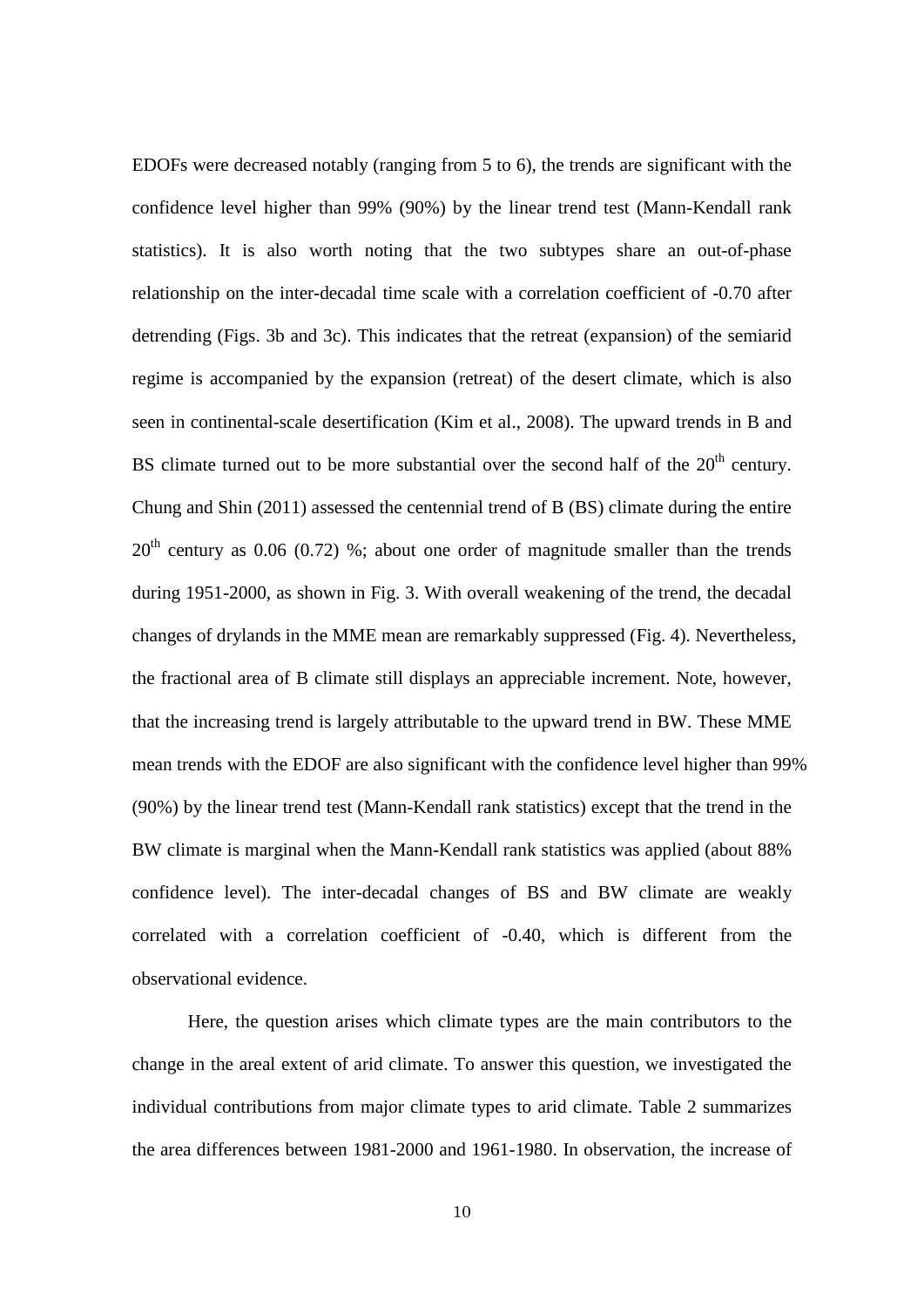EDOFs were decreased notably (ranging from 5 to 6), the trends are significant with the confidence level higher than 99% (90%) by the linear trend test (Mann-Kendall rank statistics). It is also worth noting that the two subtypes share an out-of-phase relationship on the inter-decadal time scale with a correlation coefficient of -0.70 after detrending (Figs. 3b and 3c). This indicates that the retreat (expansion) of the semiarid regime is accompanied by the expansion (retreat) of the desert climate, which is also seen in continental-scale desertification (Kim et al., 2008). The upward trends in B and BS climate turned out to be more substantial over the second half of the $20^{th}$ century. Chung and Shin (2011) assessed the centennial trend of B (BS) climate during the entire $20^{th}$ century as 0.06 (0.72) %; about one order of magnitude smaller than the trends during 1951-2000, as shown in Fig. 3. With overall weakening of the trend, the decadal changes of drylands in the MME mean are remarkably suppressed (Fig. 4). Nevertheless, the fractional area of B climate still displays an appreciable increment. Note, however, that the increasing trend is largely attributable to the upward trend in BW. These MME mean trends with the EDOF are also significant with the confidence level higher than 99% (90%) by the linear trend test (Mann-Kendall rank statistics) except that the trend in the BW climate is marginal when the Mann-Kendall rank statistics was applied (about 88% confidence level). The inter-decadal changes of BS and BW climate are weakly correlated with a correlation coefficient of -0.40, which is different from the observational evidence.

Here, the question arises which climate types are the main contributors to the change in the areal extent of arid climate. To answer this question, we investigated the individual contributions from major climate types to arid climate. Table 2 summarizes the area differences between 1981-2000 and 1961-1980. In observation, the increase of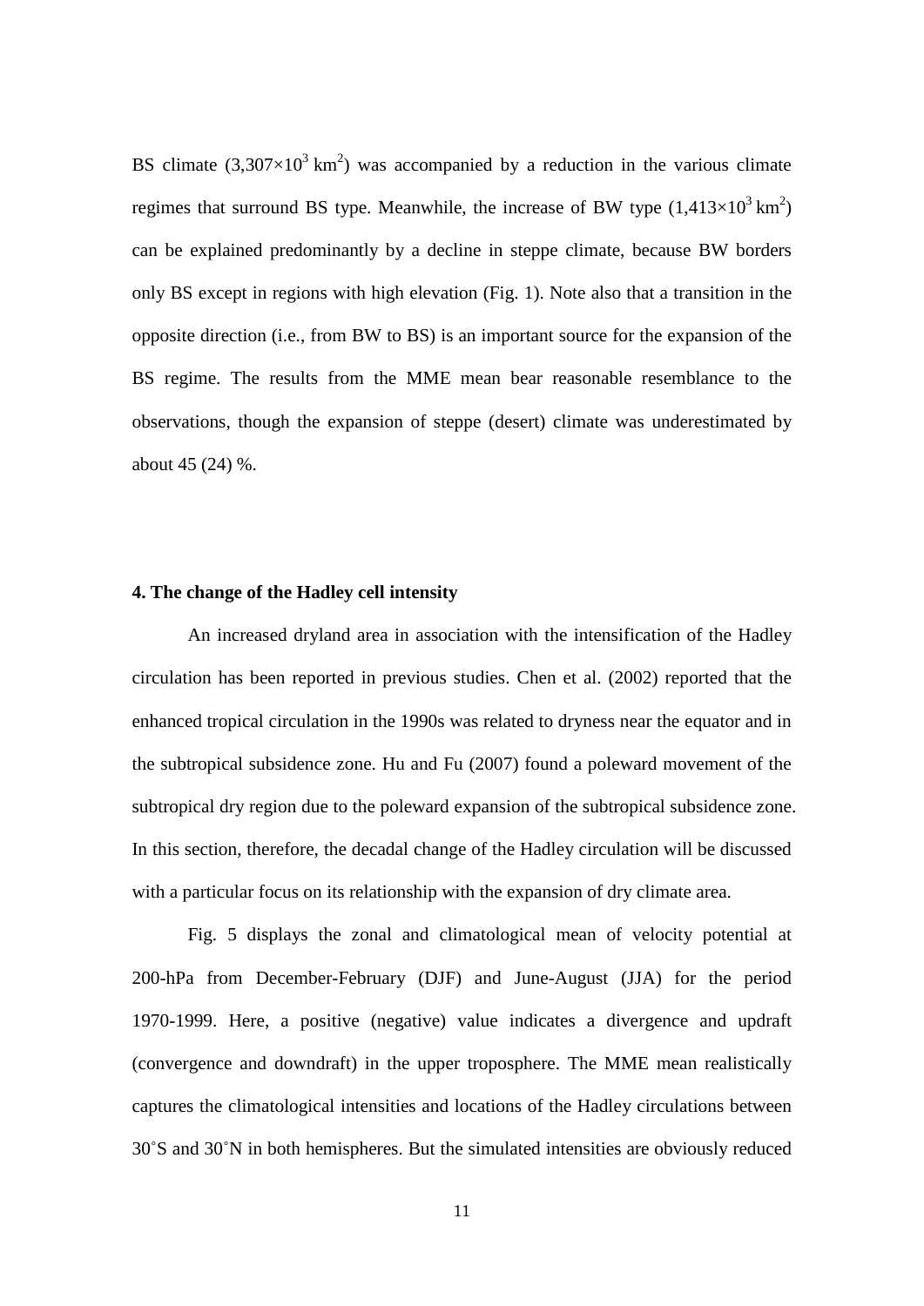BS climate ($3{,}307\times10^3$ km$^2$) was accompanied by a reduction in the various climate regimes that surround BS type. Meanwhile, the increase of BW type ($1{,}413\times10^3$ km$^2$) can be explained predominantly by a decline in steppe climate, because BW borders only BS except in regions with high elevation (Fig. 1). Note also that a transition in the opposite direction (i.e., from BW to BS) is an important source for the expansion of the BS regime. The results from the MME mean bear reasonable resemblance to the observations, though the expansion of steppe (desert) climate was underestimated by about 45 (24) %.

### 4. The change of the Hadley cell intensity

An increased dryland area in association with the intensification of the Hadley circulation has been reported in previous studies. Chen et al. (2002) reported that the enhanced tropical circulation in the 1990s was related to dryness near the equator and in the subtropical subsidence zone. Hu and Fu (2007) found a poleward movement of the subtropical dry region due to the poleward expansion of the subtropical subsidence zone. In this section, therefore, the decadal change of the Hadley circulation will be discussed with a particular focus on its relationship with the expansion of dry climate area.

Fig. 5 displays the zonal and climatological mean of velocity potential at 200-hPa from December-February (DJF) and June-August (JJA) for the period 1970-1999. Here, a positive (negative) value indicates a divergence and updraft (convergence and downdraft) in the upper troposphere. The MME mean realistically captures the climatological intensities and locations of the Hadley circulations between 30˚S and 30˚N in both hemispheres. But the simulated intensities are obviously reduced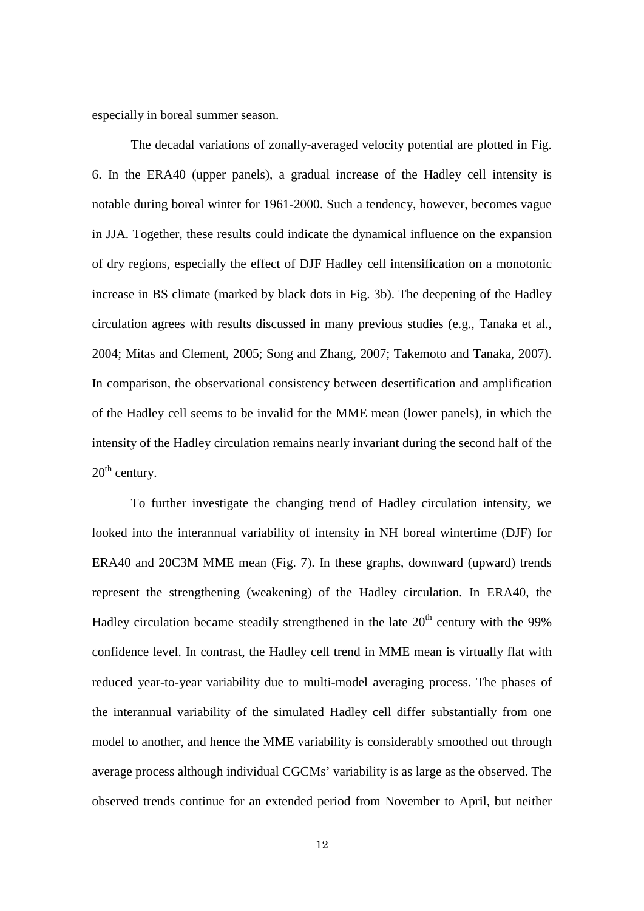especially in boreal summer season.

The decadal variations of zonally-averaged velocity potential are plotted in Fig. 6. In the ERA40 (upper panels), a gradual increase of the Hadley cell intensity is notable during boreal winter for 1961-2000. Such a tendency, however, becomes vague in JJA. Together, these results could indicate the dynamical influence on the expansion of dry regions, especially the effect of DJF Hadley cell intensification on a monotonic increase in BS climate (marked by black dots in Fig. 3b). The deepening of the Hadley circulation agrees with results discussed in many previous studies (e.g., Tanaka et al., 2004; Mitas and Clement, 2005; Song and Zhang, 2007; Takemoto and Tanaka, 2007). In comparison, the observational consistency between desertification and amplification of the Hadley cell seems to be invalid for the MME mean (lower panels), in which the intensity of the Hadley circulation remains nearly invariant during the second half of the $20^{th}$ century.

To further investigate the changing trend of Hadley circulation intensity, we looked into the interannual variability of intensity in NH boreal wintertime (DJF) for ERA40 and 20C3M MME mean (Fig. 7). In these graphs, downward (upward) trends represent the strengthening (weakening) of the Hadley circulation. In ERA40, the Hadley circulation became steadily strengthened in the late $20^{th}$ century with the 99% confidence level. In contrast, the Hadley cell trend in MME mean is virtually flat with reduced year-to-year variability due to multi-model averaging process. The phases of the interannual variability of the simulated Hadley cell differ substantially from one model to another, and hence the MME variability is considerably smoothed out through average process although individual CGCMs' variability is as large as the observed. The observed trends continue for an extended period from November to April, but neither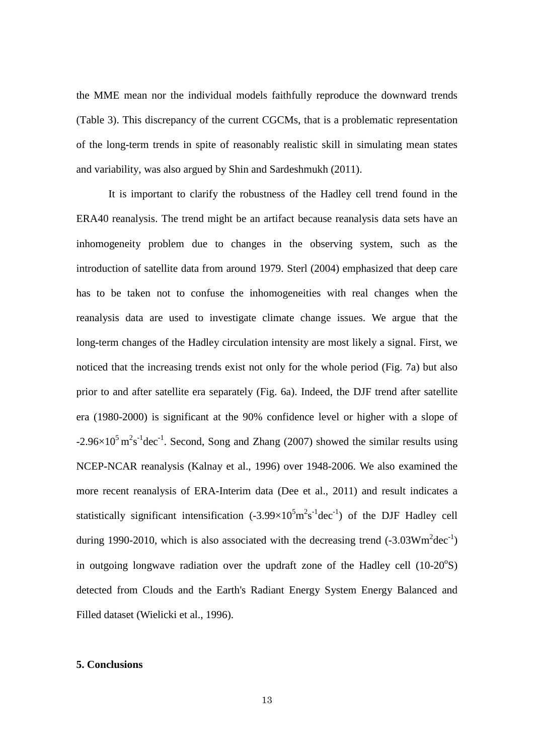the MME mean nor the individual models faithfully reproduce the downward trends (Table 3). This discrepancy of the current CGCMs, that is a problematic representation of the long-term trends in spite of reasonably realistic skill in simulating mean states and variability, was also argued by Shin and Sardeshmukh (2011).

It is important to clarify the robustness of the Hadley cell trend found in the ERA40 reanalysis. The trend might be an artifact because reanalysis data sets have an inhomogeneity problem due to changes in the observing system, such as the introduction of satellite data from around 1979. Sterl (2004) emphasized that deep care has to be taken not to confuse the inhomogeneities with real changes when the reanalysis data are used to investigate climate change issues. We argue that the long-term changes of the Hadley circulation intensity are most likely a signal. First, we noticed that the increasing trends exist not only for the whole period (Fig. 7a) but also prior to and after satellite era separately (Fig. 6a). Indeed, the DJF trend after satellite era (1980-2000) is significant at the 90% confidence level or higher with a slope of $-2.96\times10^5\,m^2s^{-1}dec^{-1}$. Second, Song and Zhang (2007) showed the similar results using NCEP-NCAR reanalysis (Kalnay et al., 1996) over 1948-2006. We also examined the more recent reanalysis of ERA-Interim data (Dee et al., 2011) and result indicates a statistically significant intensification ($-3.99\times10^5m^2s^{-1}dec^{-1}$) of the DJF Hadley cell during 1990-2010, which is also associated with the decreasing trend ($-3.03Wm^2dec^{-1}$) in outgoing longwave radiation over the updraft zone of the Hadley cell ($10$-$20^oS$) detected from Clouds and the Earth's Radiant Energy System Energy Balanced and Filled dataset (Wielicki et al., 1996).

## 5. Conclusions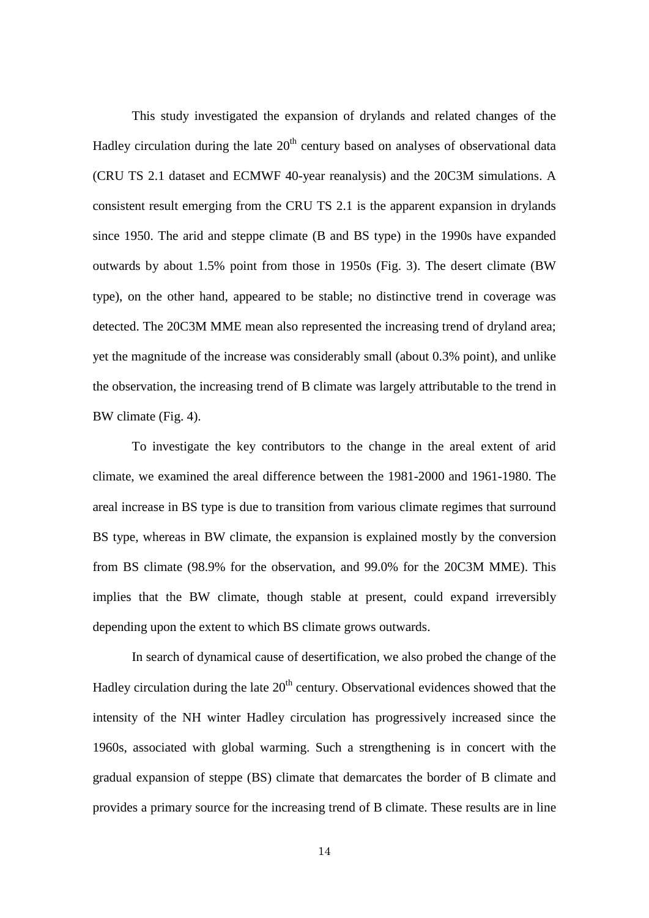This study investigated the expansion of drylands and related changes of the Hadley circulation during the late $20^{th}$ century based on analyses of observational data (CRU TS 2.1 dataset and ECMWF 40-year reanalysis) and the 20C3M simulations. A consistent result emerging from the CRU TS 2.1 is the apparent expansion in drylands since 1950. The arid and steppe climate (B and BS type) in the 1990s have expanded outwards by about 1.5% point from those in 1950s (Fig. 3). The desert climate (BW type), on the other hand, appeared to be stable; no distinctive trend in coverage was detected. The 20C3M MME mean also represented the increasing trend of dryland area; yet the magnitude of the increase was considerably small (about 0.3% point), and unlike the observation, the increasing trend of B climate was largely attributable to the trend in BW climate (Fig. 4).

To investigate the key contributors to the change in the areal extent of arid climate, we examined the areal difference between the 1981-2000 and 1961-1980. The areal increase in BS type is due to transition from various climate regimes that surround BS type, whereas in BW climate, the expansion is explained mostly by the conversion from BS climate (98.9% for the observation, and 99.0% for the 20C3M MME). This implies that the BW climate, though stable at present, could expand irreversibly depending upon the extent to which BS climate grows outwards.

In search of dynamical cause of desertification, we also probed the change of the Hadley circulation during the late $20^{th}$ century. Observational evidences showed that the intensity of the NH winter Hadley circulation has progressively increased since the 1960s, associated with global warming. Such a strengthening is in concert with the gradual expansion of steppe (BS) climate that demarcates the border of B climate and provides a primary source for the increasing trend of B climate. These results are in line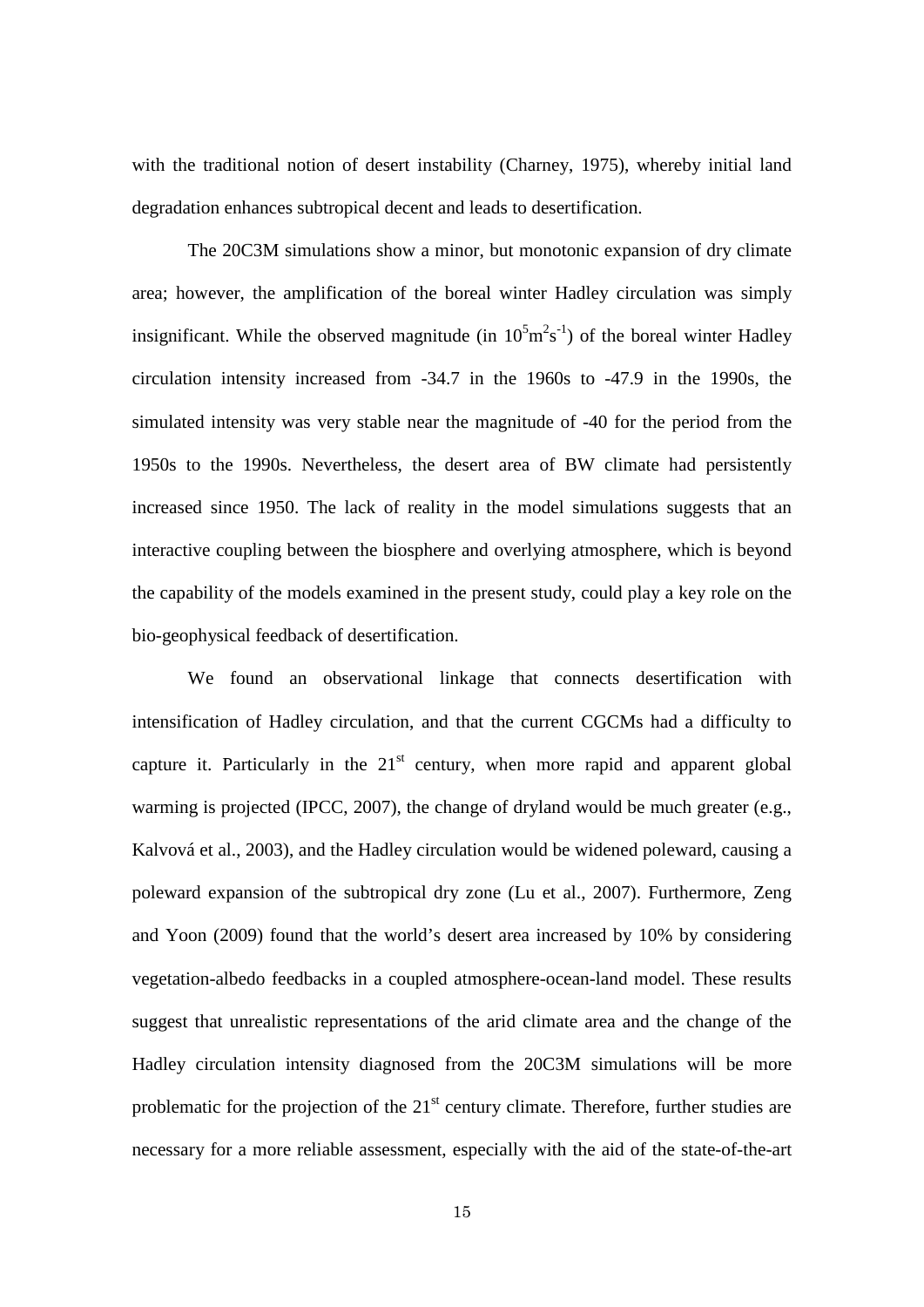with the traditional notion of desert instability (Charney, 1975), whereby initial land degradation enhances subtropical decent and leads to desertification.

The 20C3M simulations show a minor, but monotonic expansion of dry climate area; however, the amplification of the boreal winter Hadley circulation was simply insignificant. While the observed magnitude (in $10^5 m^2 s^{-1}$) of the boreal winter Hadley circulation intensity increased from -34.7 in the 1960s to -47.9 in the 1990s, the simulated intensity was very stable near the magnitude of -40 for the period from the 1950s to the 1990s. Nevertheless, the desert area of BW climate had persistently increased since 1950. The lack of reality in the model simulations suggests that an interactive coupling between the biosphere and overlying atmosphere, which is beyond the capability of the models examined in the present study, could play a key role on the bio-geophysical feedback of desertification.

We found an observational linkage that connects desertification with intensification of Hadley circulation, and that the current CGCMs had a difficulty to capture it. Particularly in the $21^{st}$ century, when more rapid and apparent global warming is projected (IPCC, 2007), the change of dryland would be much greater (e.g., Kalvová et al., 2003), and the Hadley circulation would be widened poleward, causing a poleward expansion of the subtropical dry zone (Lu et al., 2007). Furthermore, Zeng and Yoon (2009) found that the world's desert area increased by 10% by considering vegetation-albedo feedbacks in a coupled atmosphere-ocean-land model. These results suggest that unrealistic representations of the arid climate area and the change of the Hadley circulation intensity diagnosed from the 20C3M simulations will be more problematic for the projection of the $21^{st}$ century climate. Therefore, further studies are necessary for a more reliable assessment, especially with the aid of the state-of-the-art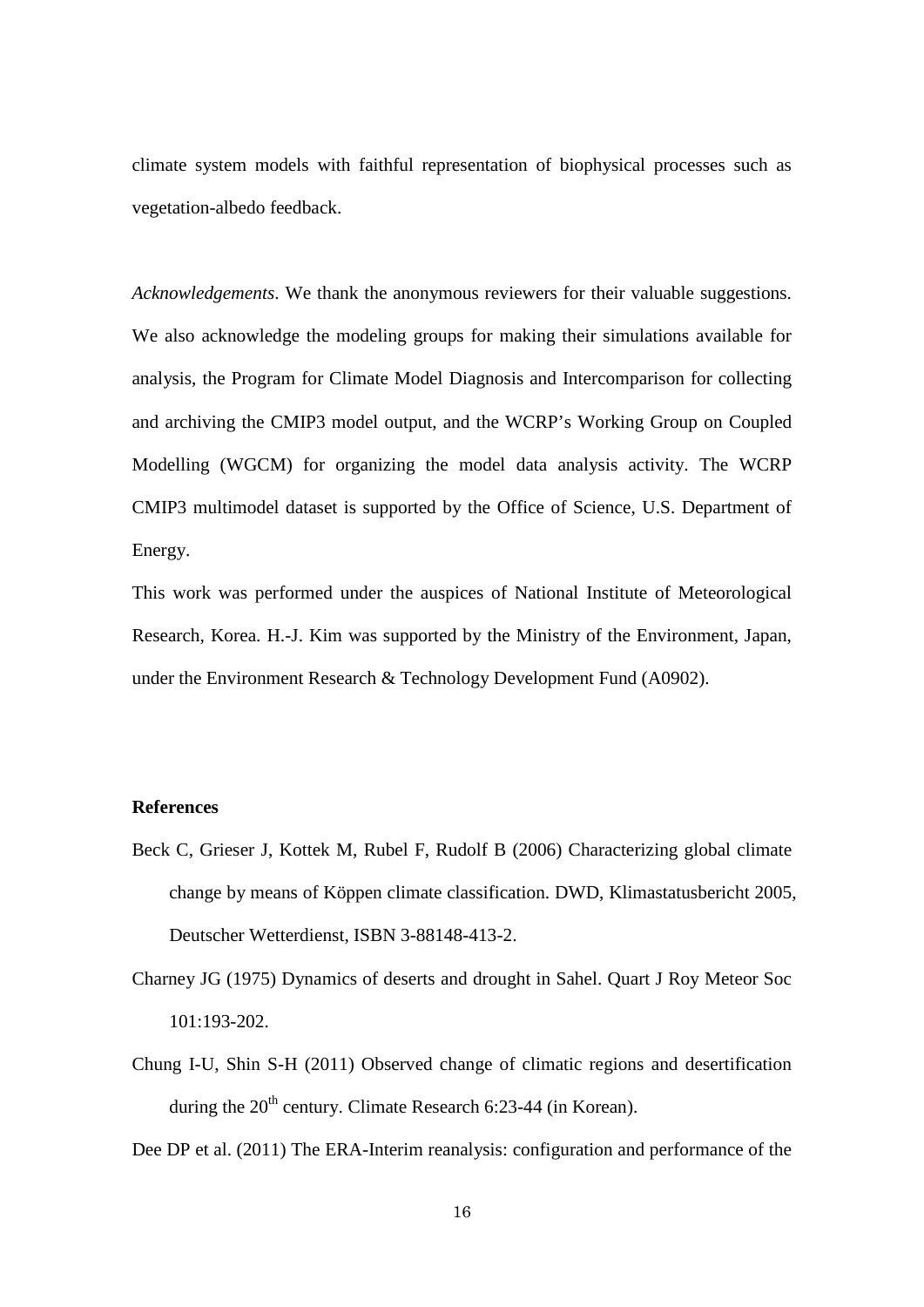climate system models with faithful representation of biophysical processes such as vegetation-albedo feedback.

*Acknowledgements*. We thank the anonymous reviewers for their valuable suggestions. We also acknowledge the modeling groups for making their simulations available for analysis, the Program for Climate Model Diagnosis and Intercomparison for collecting and archiving the CMIP3 model output, and the WCRP's Working Group on Coupled Modelling (WGCM) for organizing the model data analysis activity. The WCRP CMIP3 multimodel dataset is supported by the Office of Science, U.S. Department of Energy.

This work was performed under the auspices of National Institute of Meteorological Research, Korea. H.-J. Kim was supported by the Ministry of the Environment, Japan, under the Environment Research & Technology Development Fund (A0902).

**References**

Beck C, Grieser J, Kottek M, Rubel F, Rudolf B (2006) Characterizing global climate change by means of Köppen climate classification. DWD, Klimastatusbericht 2005, Deutscher Wetterdienst, ISBN 3-88148-413-2.

Charney JG (1975) Dynamics of deserts and drought in Sahel. Quart J Roy Meteor Soc 101:193-202.

Chung I-U, Shin S-H (2011) Observed change of climatic regions and desertification during the 20$^{th}$ century. Climate Research 6:23-44 (in Korean).

Dee DP et al. (2011) The ERA-Interim reanalysis: configuration and performance of the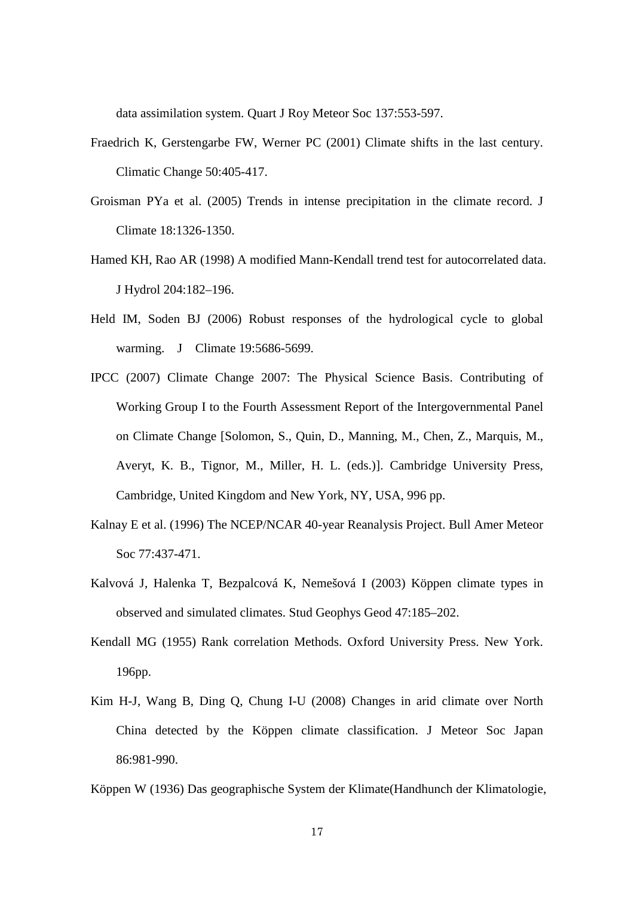data assimilation system. Quart J Roy Meteor Soc 137:553-597.

Fraedrich K, Gerstengarbe FW, Werner PC (2001) Climate shifts in the last century. Climatic Change 50:405-417.

Groisman PYa et al. (2005) Trends in intense precipitation in the climate record. J Climate 18:1326-1350.

Hamed KH, Rao AR (1998) A modified Mann-Kendall trend test for autocorrelated data. J Hydrol 204:182–196.

Held IM, Soden BJ (2006) Robust responses of the hydrological cycle to global warming. J Climate 19:5686-5699.

IPCC (2007) Climate Change 2007: The Physical Science Basis. Contributing of Working Group I to the Fourth Assessment Report of the Intergovernmental Panel on Climate Change [Solomon, S., Quin, D., Manning, M., Chen, Z., Marquis, M., Averyt, K. B., Tignor, M., Miller, H. L. (eds.)]. Cambridge University Press, Cambridge, United Kingdom and New York, NY, USA, 996 pp.

Kalnay E et al. (1996) The NCEP/NCAR 40-year Reanalysis Project. Bull Amer Meteor Soc 77:437-471.

Kalvová J, Halenka T, Bezpalcová K, Nemešová I (2003) Köppen climate types in observed and simulated climates. Stud Geophys Geod 47:185–202.

Kendall MG (1955) Rank correlation Methods. Oxford University Press. New York. 196pp.

Kim H-J, Wang B, Ding Q, Chung I-U (2008) Changes in arid climate over North China detected by the Köppen climate classification. J Meteor Soc Japan 86:981-990.

Köppen W (1936) Das geographische System der Klimate(Handhunch der Klimatologie,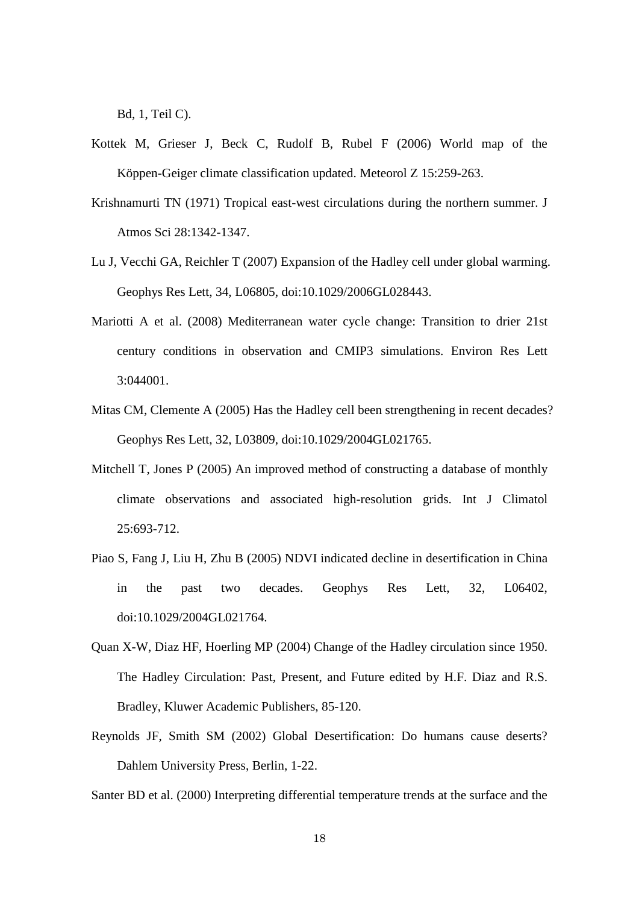Bd, 1, Teil C).

Kottek M, Grieser J, Beck C, Rudolf B, Rubel F (2006) World map of the Köppen-Geiger climate classification updated. Meteorol Z 15:259-263.

Krishnamurti TN (1971) Tropical east-west circulations during the northern summer. J Atmos Sci 28:1342-1347.

Lu J, Vecchi GA, Reichler T (2007) Expansion of the Hadley cell under global warming. Geophys Res Lett, 34, L06805, doi:10.1029/2006GL028443.

Mariotti A et al. (2008) Mediterranean water cycle change: Transition to drier 21st century conditions in observation and CMIP3 simulations. Environ Res Lett 3:044001.

Mitas CM, Clemente A (2005) Has the Hadley cell been strengthening in recent decades? Geophys Res Lett, 32, L03809, doi:10.1029/2004GL021765.

Mitchell T, Jones P (2005) An improved method of constructing a database of monthly climate observations and associated high-resolution grids. Int J Climatol 25:693-712.

Piao S, Fang J, Liu H, Zhu B (2005) NDVI indicated decline in desertification in China in the past two decades. Geophys Res Lett, 32, L06402, doi:10.1029/2004GL021764.

Quan X-W, Diaz HF, Hoerling MP (2004) Change of the Hadley circulation since 1950. The Hadley Circulation: Past, Present, and Future edited by H.F. Diaz and R.S. Bradley, Kluwer Academic Publishers, 85-120.

Reynolds JF, Smith SM (2002) Global Desertification: Do humans cause deserts? Dahlem University Press, Berlin, 1-22.

Santer BD et al. (2000) Interpreting differential temperature trends at the surface and the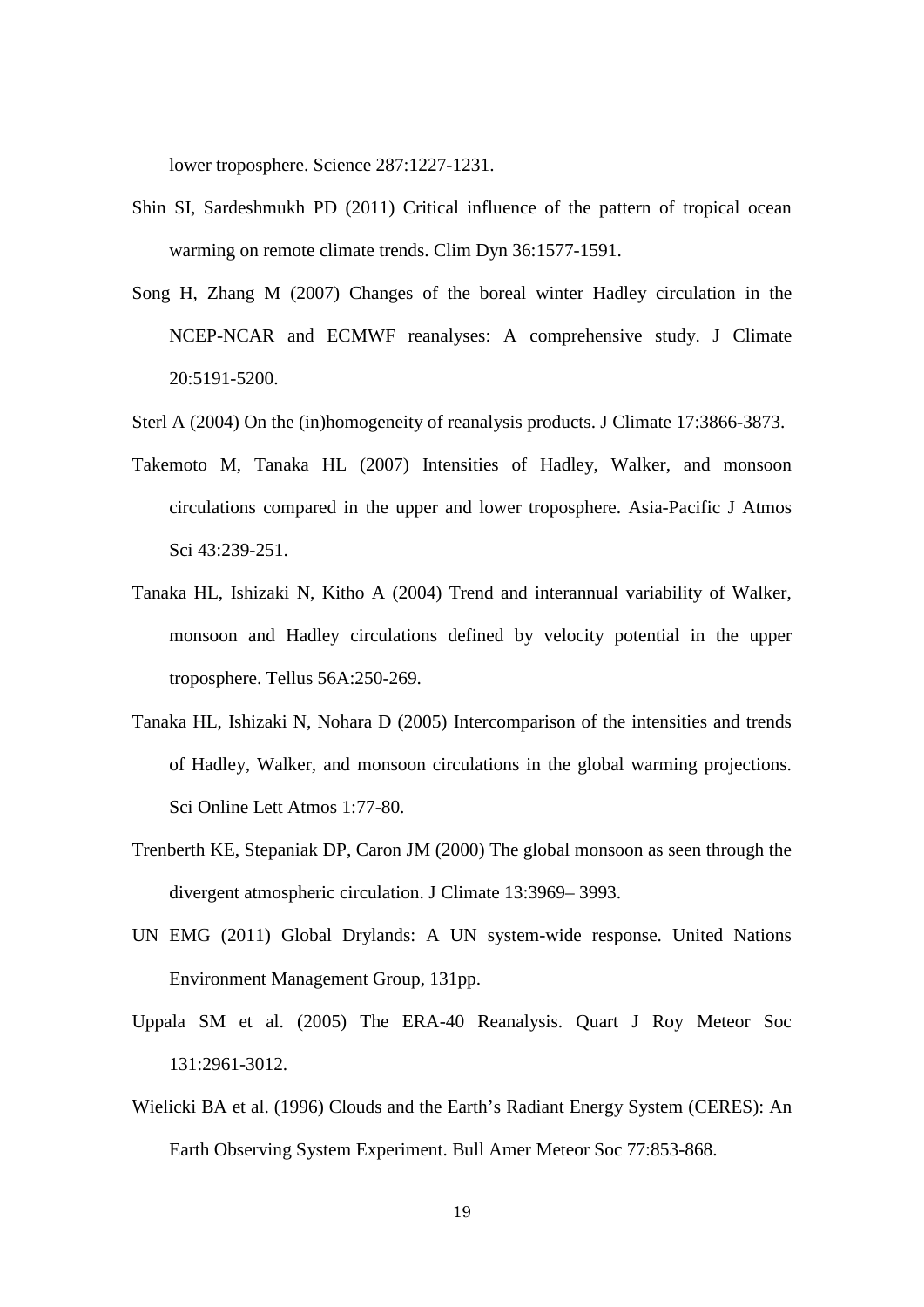lower troposphere. Science 287:1227-1231.

Shin SI, Sardeshmukh PD (2011) Critical influence of the pattern of tropical ocean warming on remote climate trends. Clim Dyn 36:1577-1591.

Song H, Zhang M (2007) Changes of the boreal winter Hadley circulation in the NCEP-NCAR and ECMWF reanalyses: A comprehensive study. J Climate 20:5191-5200.

Sterl A (2004) On the (in)homogeneity of reanalysis products. J Climate 17:3866-3873.

Takemoto M, Tanaka HL (2007) Intensities of Hadley, Walker, and monsoon circulations compared in the upper and lower troposphere. Asia-Pacific J Atmos Sci 43:239-251.

Tanaka HL, Ishizaki N, Kitho A (2004) Trend and interannual variability of Walker, monsoon and Hadley circulations defined by velocity potential in the upper troposphere. Tellus 56A:250-269.

Tanaka HL, Ishizaki N, Nohara D (2005) Intercomparison of the intensities and trends of Hadley, Walker, and monsoon circulations in the global warming projections. Sci Online Lett Atmos 1:77-80.

Trenberth KE, Stepaniak DP, Caron JM (2000) The global monsoon as seen through the divergent atmospheric circulation. J Climate 13:3969– 3993.

UN EMG (2011) Global Drylands: A UN system-wide response. United Nations Environment Management Group, 131pp.

Uppala SM et al. (2005) The ERA-40 Reanalysis. Quart J Roy Meteor Soc 131:2961-3012.

Wielicki BA et al. (1996) Clouds and the Earth's Radiant Energy System (CERES): An Earth Observing System Experiment. Bull Amer Meteor Soc 77:853-868.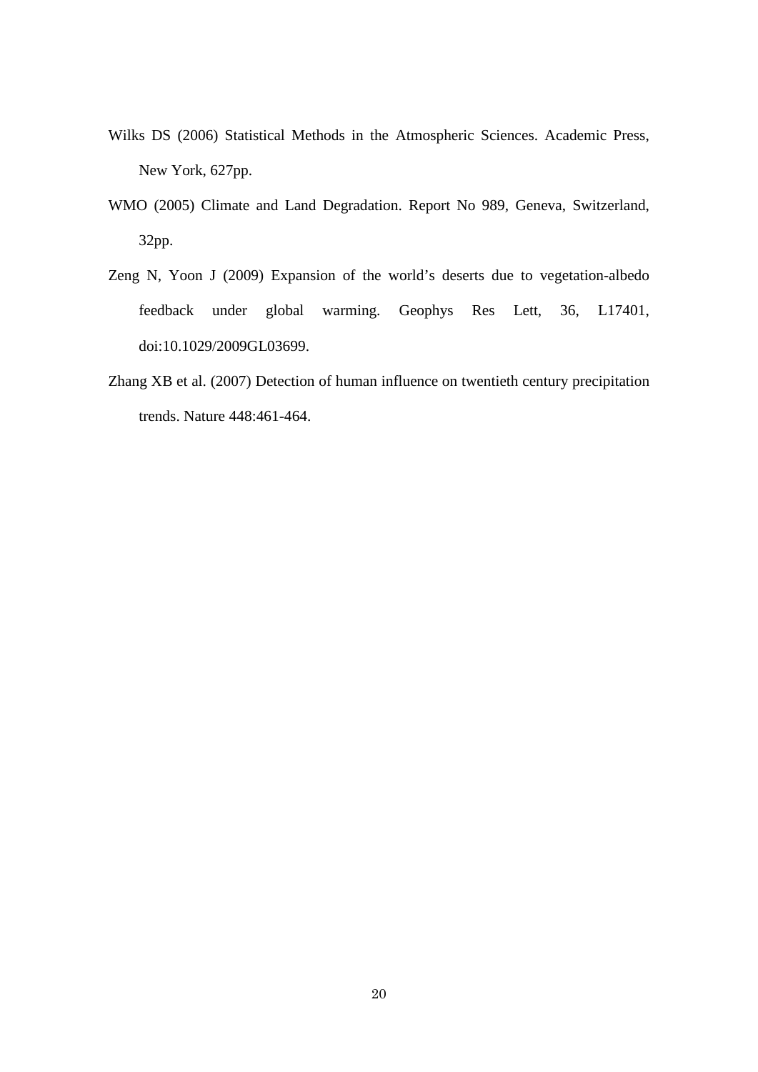Wilks DS (2006) Statistical Methods in the Atmospheric Sciences. Academic Press, New York, 627pp.

WMO (2005) Climate and Land Degradation. Report No 989, Geneva, Switzerland, 32pp.

Zeng N, Yoon J (2009) Expansion of the world's deserts due to vegetation-albedo feedback under global warming. Geophys Res Lett, 36, L17401, doi:10.1029/2009GL03699.

Zhang XB et al. (2007) Detection of human influence on twentieth century precipitation trends. Nature 448:461-464.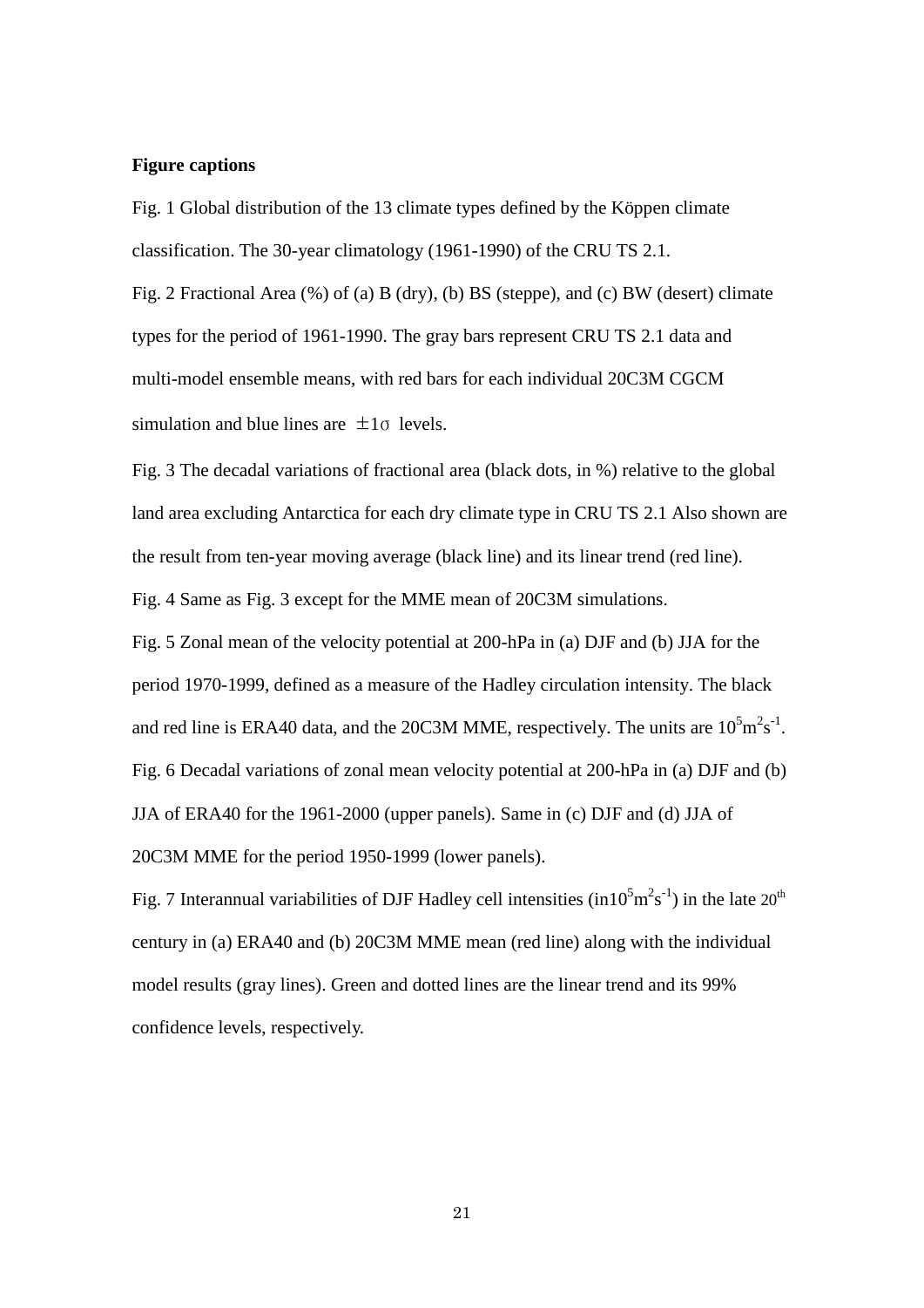**Figure captions**

Fig. 1 Global distribution of the 13 climate types defined by the Köppen climate classification. The 30-year climatology (1961-1990) of the CRU TS 2.1.

Fig. 2 Fractional Area (%) of (a) B (dry), (b) BS (steppe), and (c) BW (desert) climate types for the period of 1961-1990. The gray bars represent CRU TS 2.1 data and multi-model ensemble means, with red bars for each individual 20C3M CGCM simulation and blue lines are $\pm 1\sigma$ levels.

Fig. 3 The decadal variations of fractional area (black dots, in %) relative to the global land area excluding Antarctica for each dry climate type in CRU TS 2.1 Also shown are the result from ten-year moving average (black line) and its linear trend (red line).

Fig. 4 Same as Fig. 3 except for the MME mean of 20C3M simulations.

Fig. 5 Zonal mean of the velocity potential at 200-hPa in (a) DJF and (b) JJA for the period 1970-1999, defined as a measure of the Hadley circulation intensity. The black and red line is ERA40 data, and the 20C3M MME, respectively. The units are $10^5 m^2 s^{-1}$.

Fig. 6 Decadal variations of zonal mean velocity potential at 200-hPa in (a) DJF and (b) JJA of ERA40 for the 1961-2000 (upper panels). Same in (c) DJF and (d) JJA of 20C3M MME for the period 1950-1999 (lower panels).

Fig. 7 Interannual variabilities of DJF Hadley cell intensities (in$10^5 m^2 s^{-1}$) in the late 20th century in (a) ERA40 and (b) 20C3M MME mean (red line) along with the individual model results (gray lines). Green and dotted lines are the linear trend and its 99% confidence levels, respectively.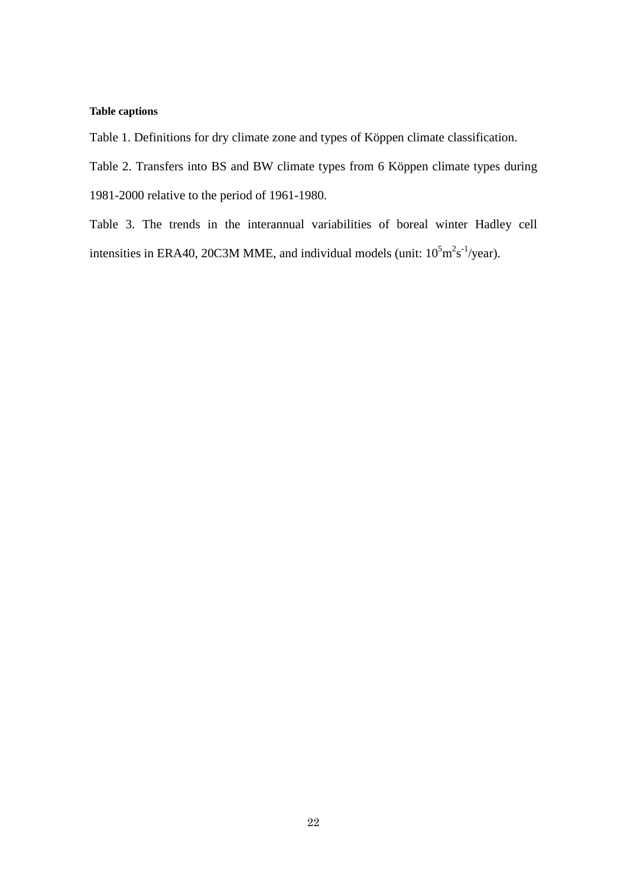**Table captions**

Table 1. Definitions for dry climate zone and types of Köppen climate classification.

Table 2. Transfers into BS and BW climate types from 6 Köppen climate types during 1981-2000 relative to the period of 1961-1980.

Table 3. The trends in the interannual variabilities of boreal winter Hadley cell intensities in ERA40, 20C3M MME, and individual models (unit: $10^5 m^2 s^{-1}$/year).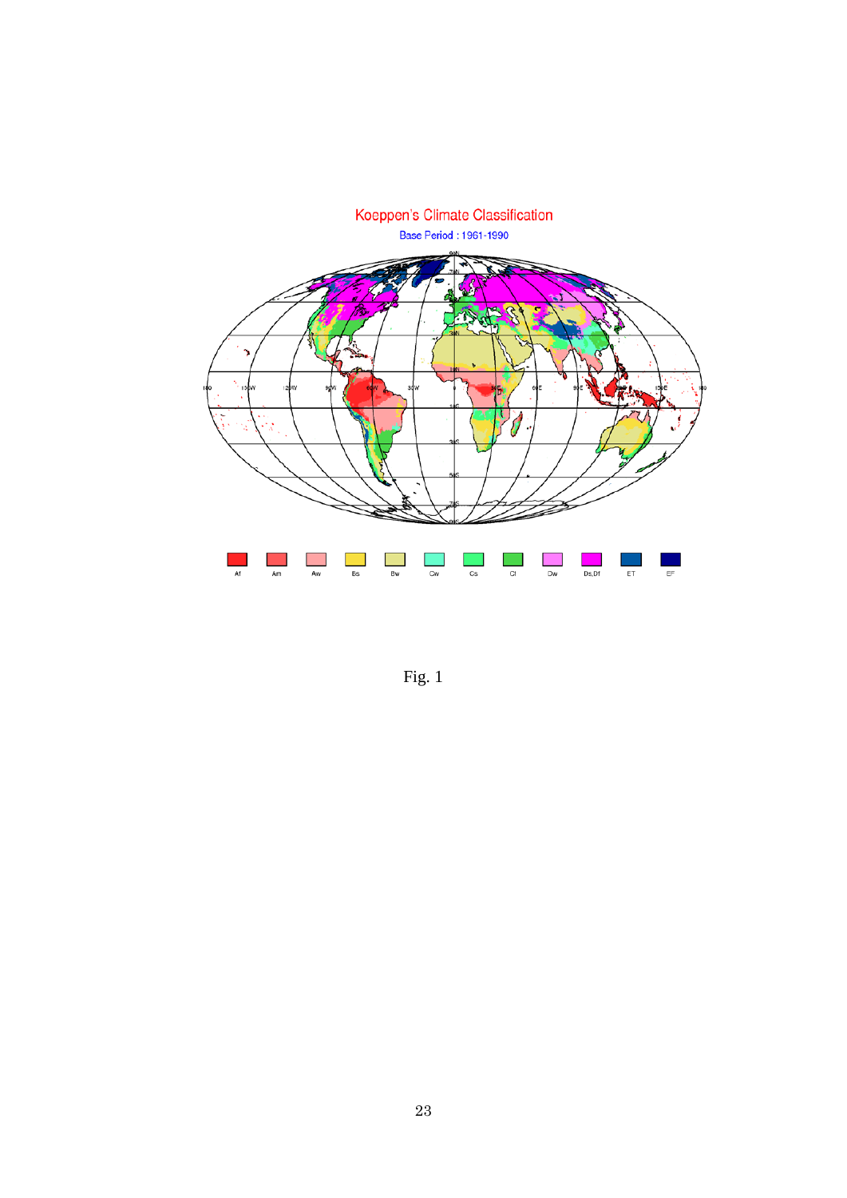Fig. 1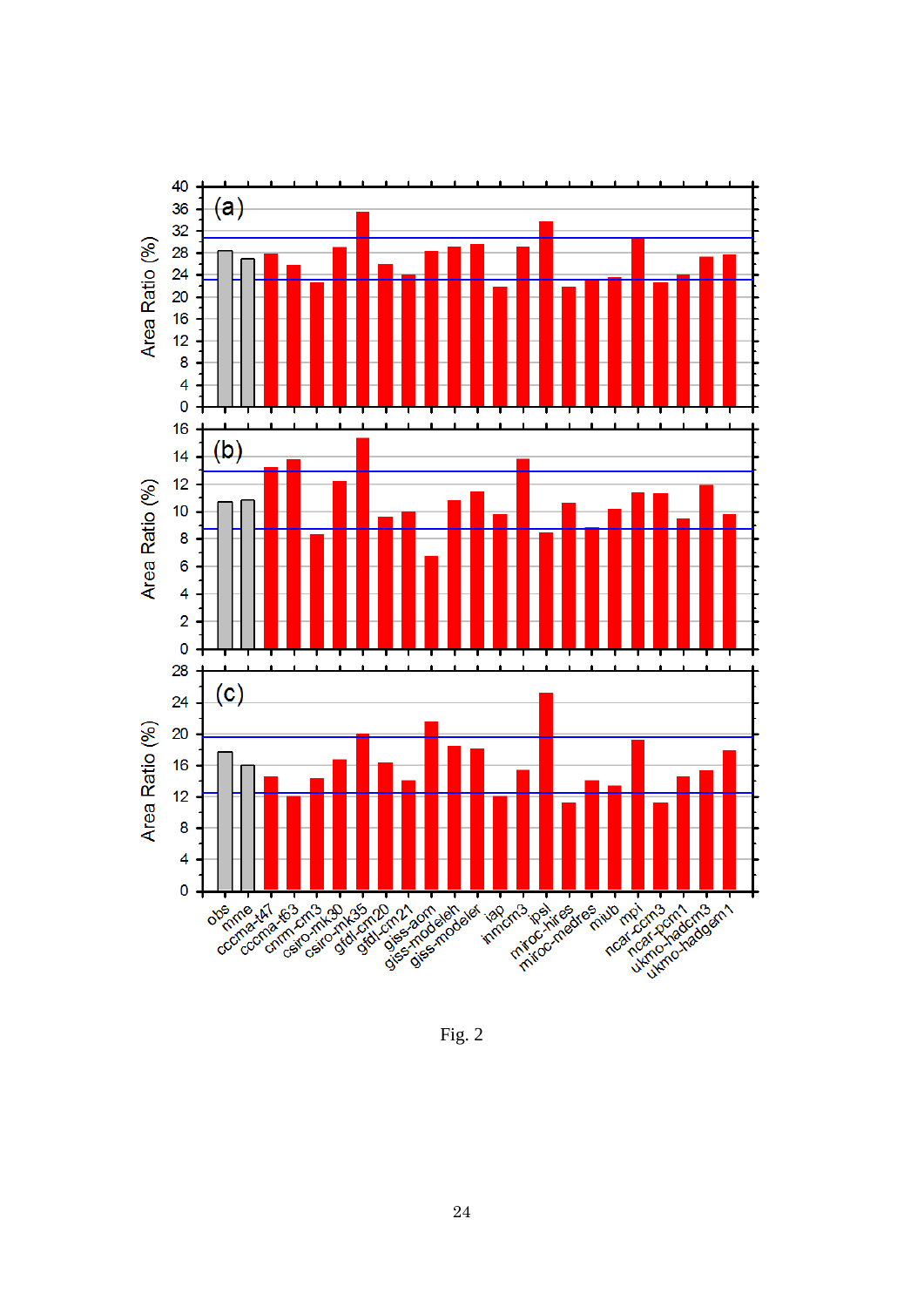Fig. 2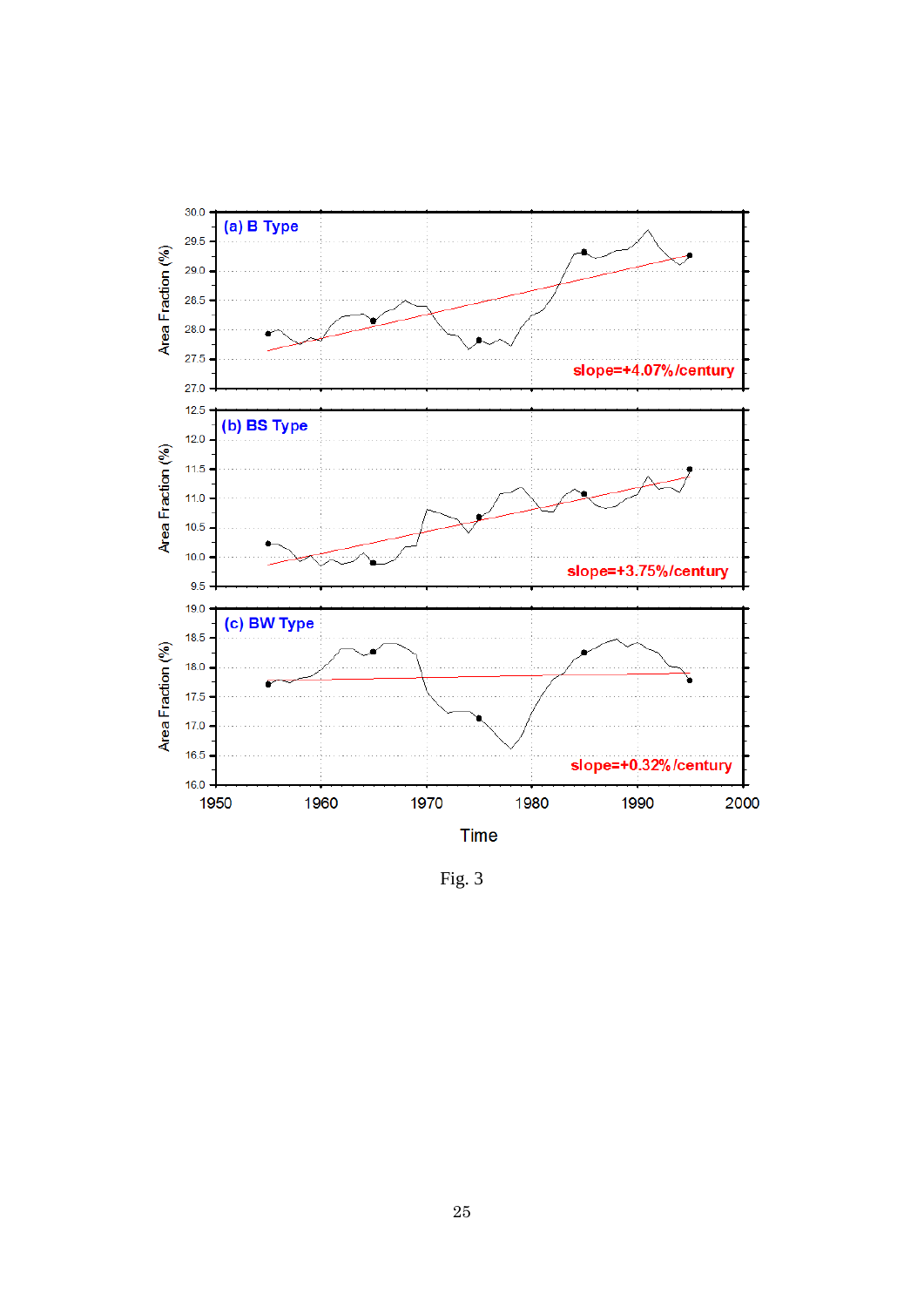Fig. 3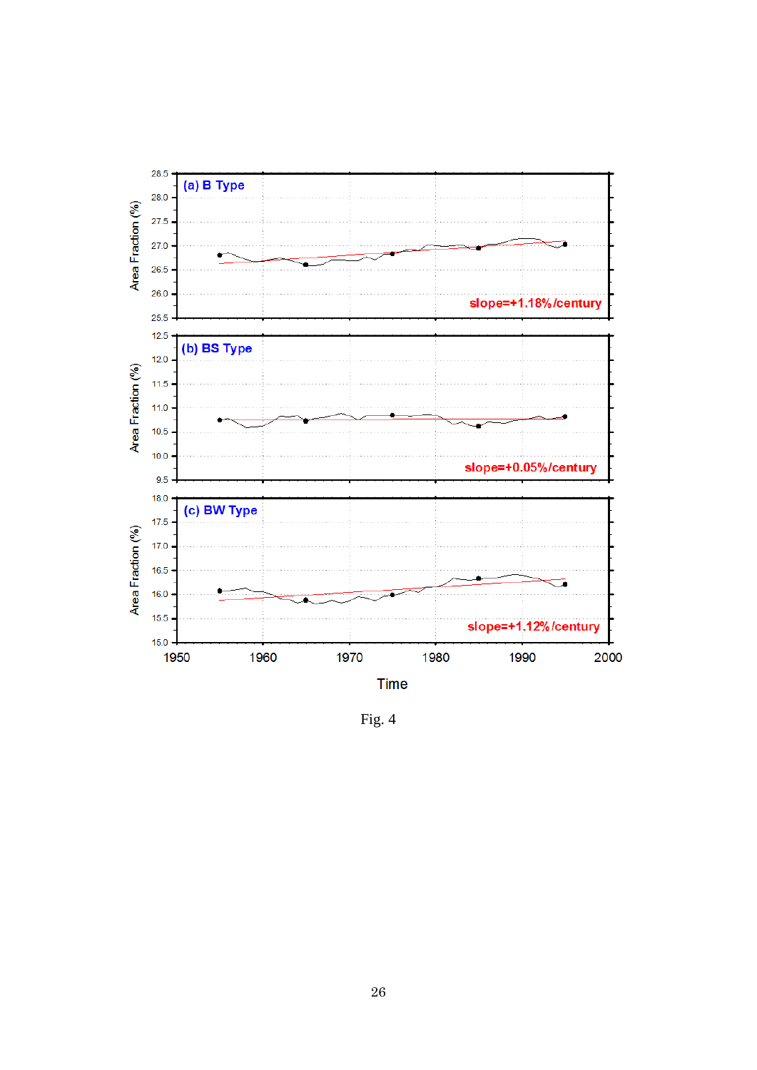Fig. 4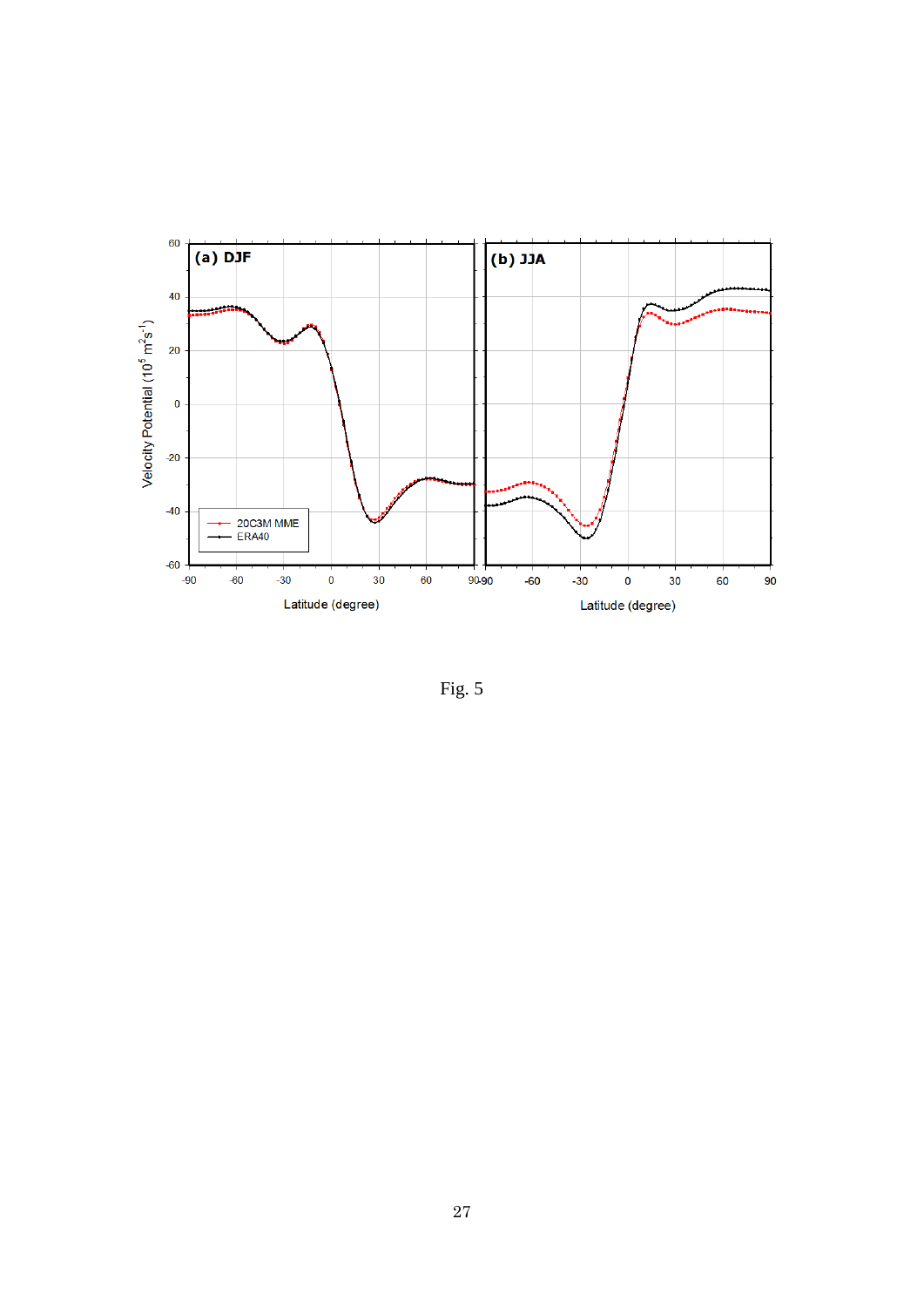Fig. 5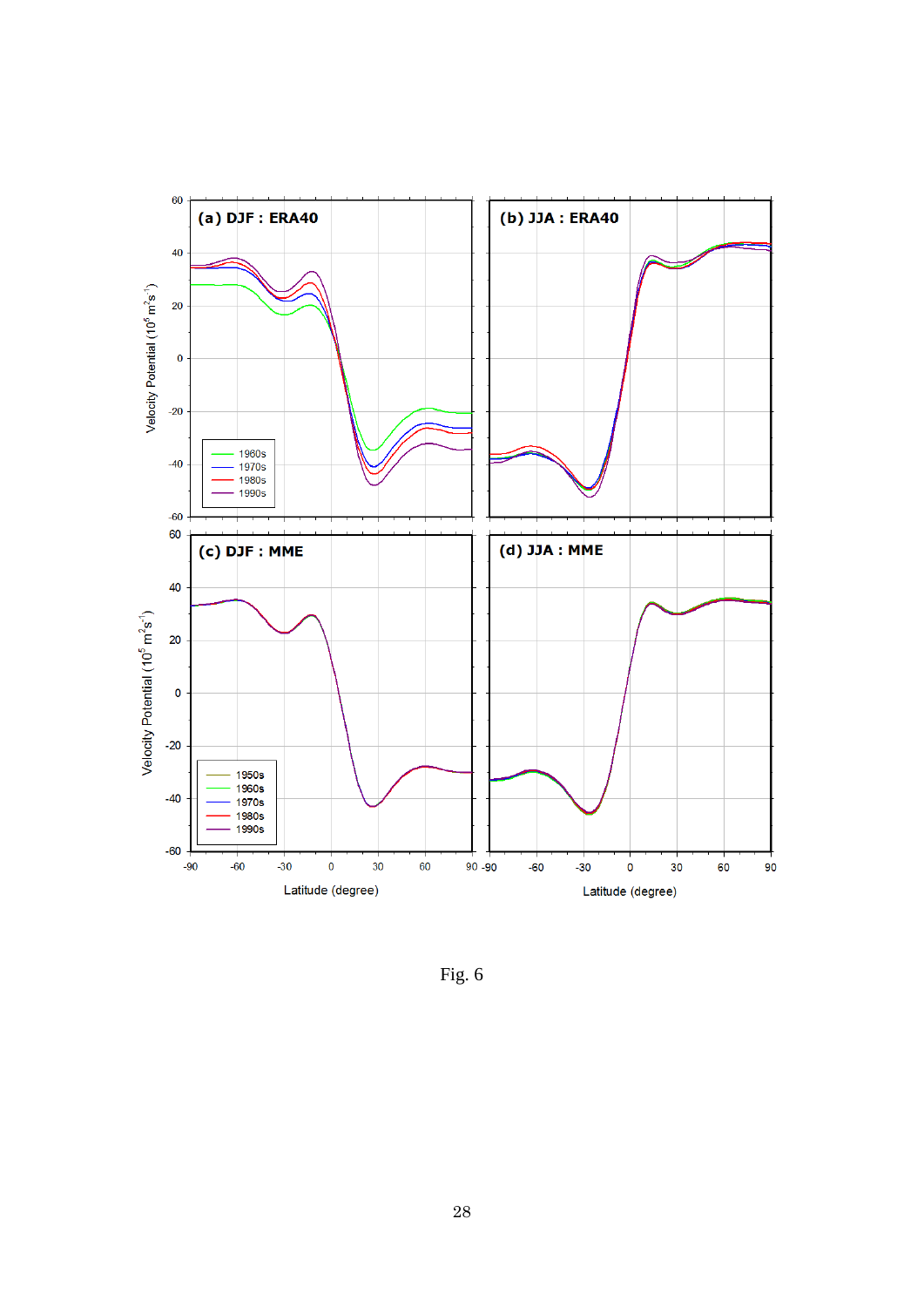Fig. 6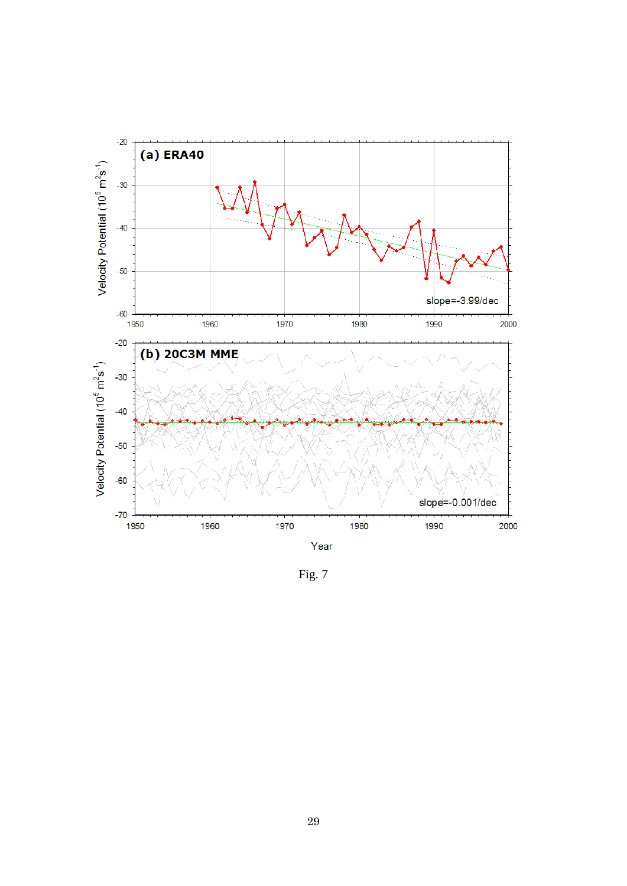Fig. 7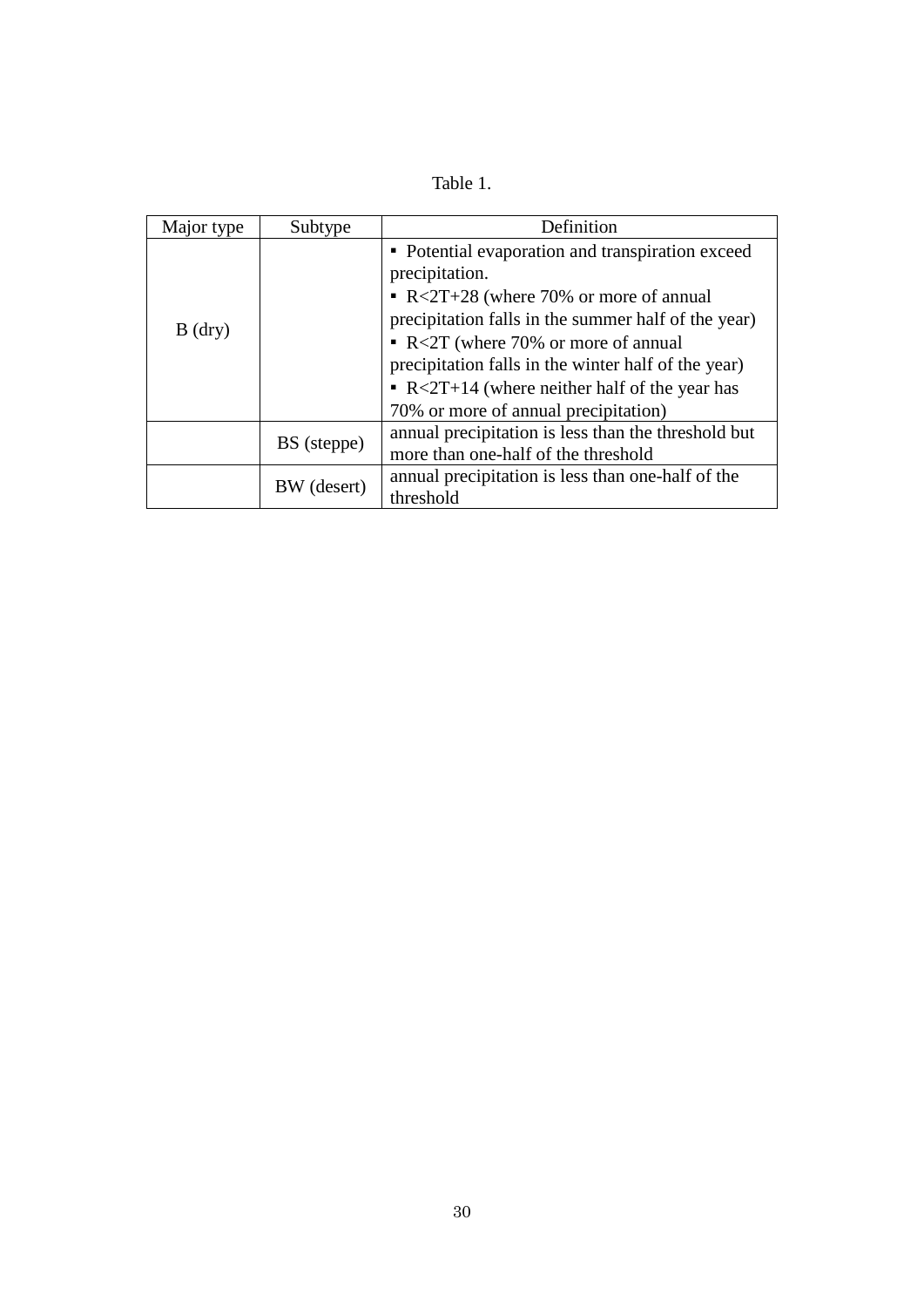Table 1.

| Major type | Subtype | Definition |
| --- | --- | --- |
| B (dry) | | ▪ Potential evaporation and transpiration exceed precipitation. ▪ $R<2T+28$ (where 70% or more of annual precipitation falls in the summer half of the year) ▪ $R<2T$ (where 70% or more of annual precipitation falls in the winter half of the year) ▪ $R<2T+14$ (where neither half of the year has 70% or more of annual precipitation) |
| | BS (steppe) | annual precipitation is less than the threshold but more than one-half of the threshold |
| | BW (desert) | annual precipitation is less than one-half of the threshold |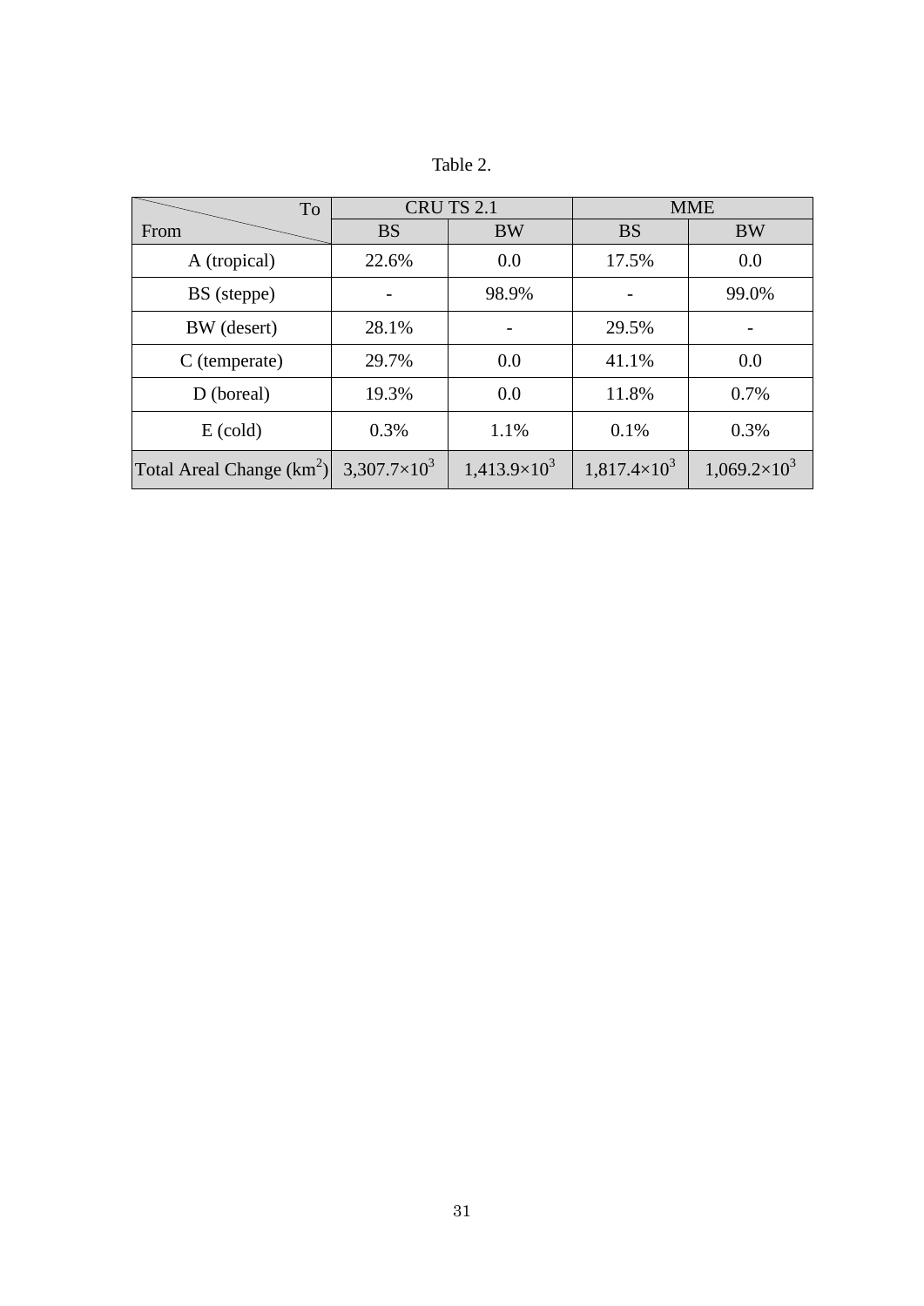Table 2.

| To / From | CRU TS 2.1 | | MME | |
|---|---|---|---|---|
| | BS | BW | BS | BW |
| A (tropical) | 22.6% | 0.0 | 17.5% | 0.0 |
| BS (steppe) | - | 98.9% | - | 99.0% |
| BW (desert) | 28.1% | - | 29.5% | - |
| C (temperate) | 29.7% | 0.0 | 41.1% | 0.0 |
| D (boreal) | 19.3% | 0.0 | 11.8% | 0.7% |
| E (cold) | 0.3% | 1.1% | 0.1% | 0.3% |
| Total Areal Change ($km^2$) | $3,307.7\times10^3$ | $1,413.9\times10^3$ | $1,817.4\times10^3$ | $1,069.2\times10^3$ |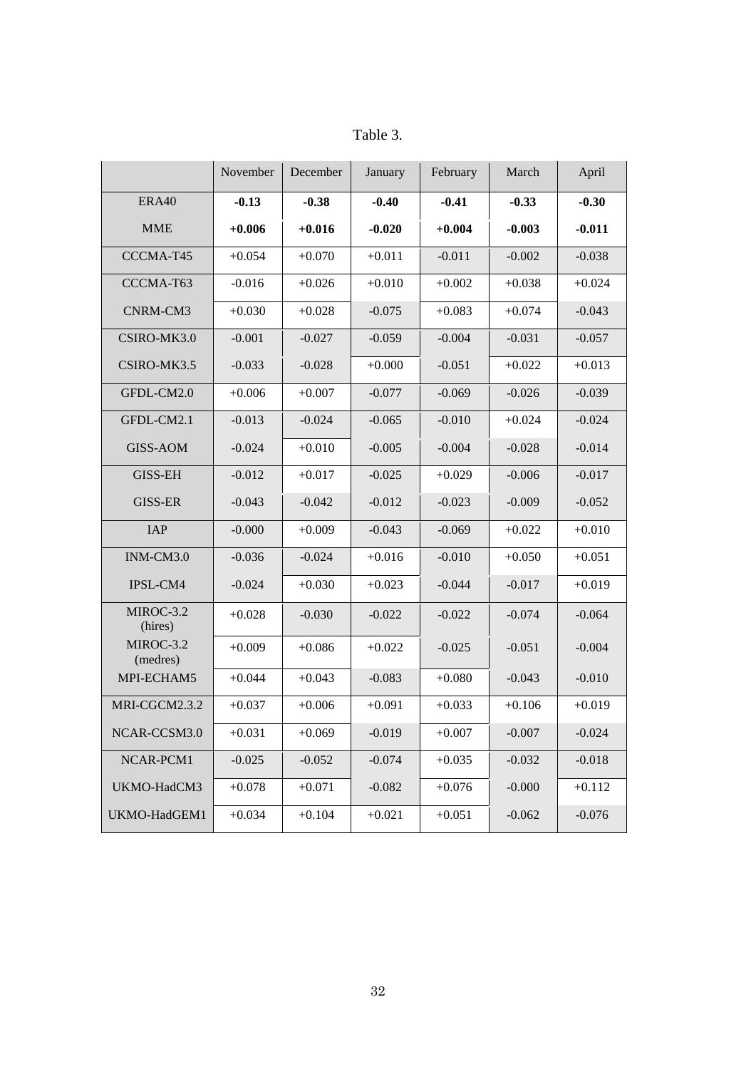Table 3.

| | November | December | January | February | March | April |
|---|---|---|---|---|---|---|
| ERA40 | **-0.13** | **-0.38** | **-0.40** | **-0.41** | **-0.33** | **-0.30** |
| MME | **+0.006** | **+0.016** | **-0.020** | **+0.004** | **-0.003** | **-0.011** |
| CCCMA-T45 | +0.054 | +0.070 | +0.011 | -0.011 | -0.002 | -0.038 |
| CCCMA-T63 | -0.016 | +0.026 | +0.010 | +0.002 | +0.038 | +0.024 |
| CNRM-CM3 | +0.030 | +0.028 | -0.075 | +0.083 | +0.074 | -0.043 |
| CSIRO-MK3.0 | -0.001 | -0.027 | -0.059 | -0.004 | -0.031 | -0.057 |
| CSIRO-MK3.5 | -0.033 | -0.028 | +0.000 | -0.051 | +0.022 | +0.013 |
| GFDL-CM2.0 | +0.006 | +0.007 | -0.077 | -0.069 | -0.026 | -0.039 |
| GFDL-CM2.1 | -0.013 | -0.024 | -0.065 | -0.010 | +0.024 | -0.024 |
| GISS-AOM | -0.024 | +0.010 | -0.005 | -0.004 | -0.028 | -0.014 |
| GISS-EH | -0.012 | +0.017 | -0.025 | +0.029 | -0.006 | -0.017 |
| GISS-ER | -0.043 | -0.042 | -0.012 | -0.023 | -0.009 | -0.052 |
| IAP | -0.000 | +0.009 | -0.043 | -0.069 | +0.022 | +0.010 |
| INM-CM3.0 | -0.036 | -0.024 | +0.016 | -0.010 | +0.050 | +0.051 |
| IPSL-CM4 | -0.024 | +0.030 | +0.023 | -0.044 | -0.017 | +0.019 |
| MIROC-3.2 (hires) | +0.028 | -0.030 | -0.022 | -0.022 | -0.074 | -0.064 |
| MIROC-3.2 (medres) | +0.009 | +0.086 | +0.022 | -0.025 | -0.051 | -0.004 |
| MPI-ECHAM5 | +0.044 | +0.043 | -0.083 | +0.080 | -0.043 | -0.010 |
| MRI-CGCM2.3.2 | +0.037 | +0.006 | +0.091 | +0.033 | +0.106 | +0.019 |
| NCAR-CCSM3.0 | +0.031 | +0.069 | -0.019 | +0.007 | -0.007 | -0.024 |
| NCAR-PCM1 | -0.025 | -0.052 | -0.074 | +0.035 | -0.032 | -0.018 |
| UKMO-HadCM3 | +0.078 | +0.071 | -0.082 | +0.076 | -0.000 | +0.112 |
| UKMO-HadGEM1 | +0.034 | +0.104 | +0.021 | +0.051 | -0.062 | -0.076 |